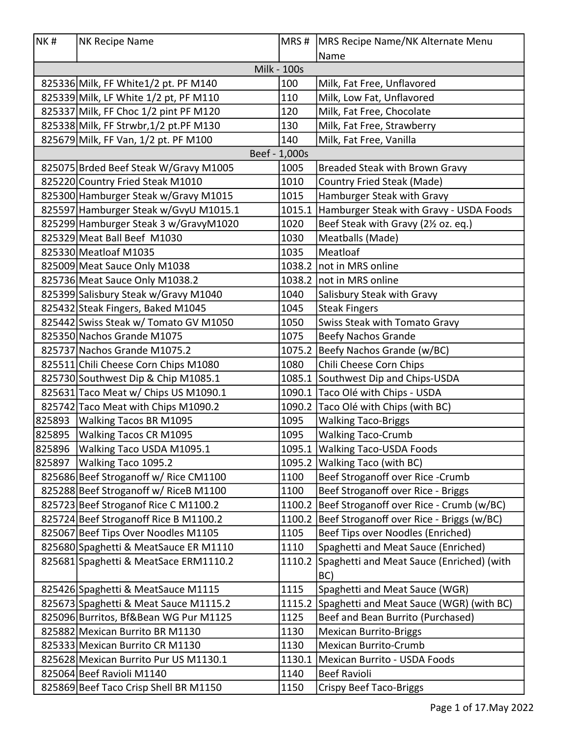| NK # | NK Recipe Name | MRS # | MRS Recipe Name/NK Alternate Menu Name |
|---|---|---|---|
| | Milk - 100s | | |
| 825336 | Milk, FF White1/2 pt. PF M140 | 100 | Milk, Fat Free, Unflavored |
| 825339 | Milk, LF White 1/2 pt, PF M110 | 110 | Milk, Low Fat, Unflavored |
| 825337 | Milk, FF Choc 1/2 pint PF M120 | 120 | Milk, Fat Free, Chocolate |
| 825338 | Milk, FF Strwbr,1/2 pt.PF M130 | 130 | Milk, Fat Free, Strawberry |
| 825679 | Milk, FF Van, 1/2 pt. PF M100 | 140 | Milk, Fat Free, Vanilla |
| | Beef - 1,000s | | |
| 825075 | Brded Beef Steak W/Gravy M1005 | 1005 | Breaded Steak with Brown Gravy |
| 825220 | Country Fried Steak M1010 | 1010 | Country Fried Steak (Made) |
| 825300 | Hamburger Steak w/Gravy M1015 | 1015 | Hamburger Steak with Gravy |
| 825597 | Hamburger Steak w/GvyU M1015.1 | 1015.1 | Hamburger Steak with Gravy - USDA Foods |
| 825299 | Hamburger Steak 3 w/GravyM1020 | 1020 | Beef Steak with Gravy (2½ oz. eq.) |
| 825329 | Meat Ball Beef M1030 | 1030 | Meatballs (Made) |
| 825330 | Meatloaf M1035 | 1035 | Meatloaf |
| 825009 | Meat Sauce Only M1038 | 1038.2 | not in MRS online |
| 825736 | Meat Sauce Only M1038.2 | 1038.2 | not in MRS online |
| 825399 | Salisbury Steak w/Gravy M1040 | 1040 | Salisbury Steak with Gravy |
| 825432 | Steak Fingers, Baked M1045 | 1045 | Steak Fingers |
| 825442 | Swiss Steak w/ Tomato GV M1050 | 1050 | Swiss Steak with Tomato Gravy |
| 825350 | Nachos Grande M1075 | 1075 | Beefy Nachos Grande |
| 825737 | Nachos Grande M1075.2 | 1075.2 | Beefy Nachos Grande (w/BC) |
| 825511 | Chili Cheese Corn Chips M1080 | 1080 | Chili Cheese Corn Chips |
| 825730 | Southwest Dip & Chip M1085.1 | 1085.1 | Southwest Dip and Chips-USDA |
| 825631 | Taco Meat w/ Chips US M1090.1 | 1090.1 | Taco Olé with Chips - USDA |
| 825742 | Taco Meat with Chips M1090.2 | 1090.2 | Taco Olé with Chips (with BC) |
| 825893 | Walking Tacos BR M1095 | 1095 | Walking Taco-Briggs |
| 825895 | Walking Tacos CR M1095 | 1095 | Walking Taco-Crumb |
| 825896 | Walking Taco USDA M1095.1 | 1095.1 | Walking Taco-USDA Foods |
| 825897 | Walking Taco 1095.2 | 1095.2 | Walking Taco (with BC) |
| 825686 | Beef Stroganoff w/ Rice CM1100 | 1100 | Beef Stroganoff over Rice -Crumb |
| 825288 | Beef Stroganoff w/ RiceB M1100 | 1100 | Beef Stroganoff over Rice - Briggs |
| 825723 | Beef Stroganof Rice C M1100.2 | 1100.2 | Beef Stroganoff over Rice - Crumb (w/BC) |
| 825724 | Beef Stroganoff Rice B M1100.2 | 1100.2 | Beef Stroganoff over Rice - Briggs (w/BC) |
| 825067 | Beef Tips Over Noodles M1105 | 1105 | Beef Tips over Noodles (Enriched) |
| 825680 | Spaghetti & MeatSauce ER M1110 | 1110 | Spaghetti and Meat Sauce (Enriched) |
| 825681 | Spaghetti & MeatSace ERM1110.2 | 1110.2 | Spaghetti and Meat Sauce (Enriched) (with BC) |
| 825426 | Spaghetti & MeatSauce M1115 | 1115 | Spaghetti and Meat Sauce (WGR) |
| 825673 | Spaghetti & Meat Sauce M1115.2 | 1115.2 | Spaghetti and Meat Sauce (WGR) (with BC) |
| 825096 | Burritos, Bf&Bean WG Pur M1125 | 1125 | Beef and Bean Burrito (Purchased) |
| 825882 | Mexican Burrito BR M1130 | 1130 | Mexican Burrito-Briggs |
| 825333 | Mexican Burrito CR M1130 | 1130 | Mexican Burrito-Crumb |
| 825628 | Mexican Burrito Pur US M1130.1 | 1130.1 | Mexican Burrito - USDA Foods |
| 825064 | Beef Ravioli M1140 | 1140 | Beef Ravioli |
| 825869 | Beef Taco Crisp Shell BR M1150 | 1150 | Crispy Beef Taco-Briggs |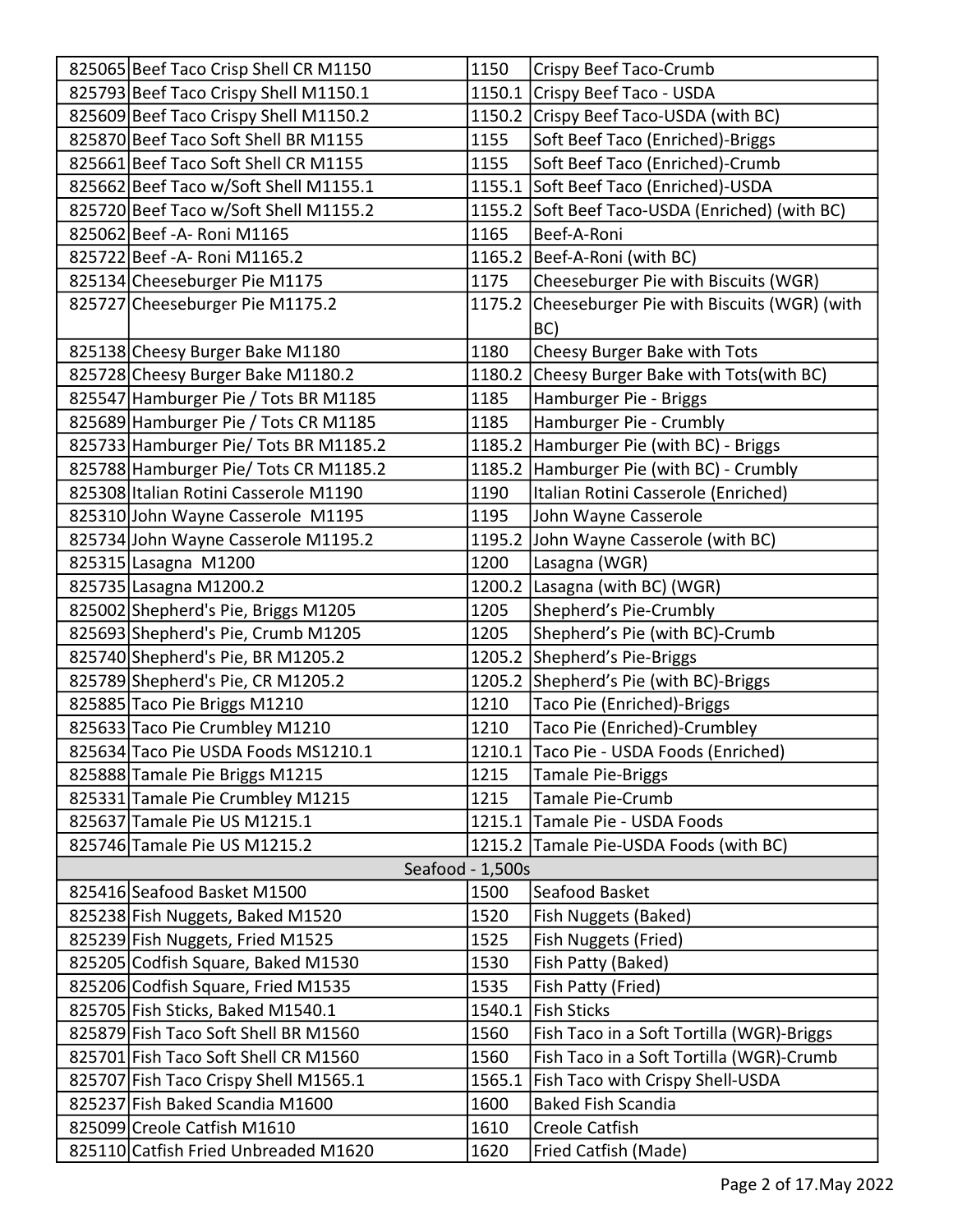| | | | |
|---|---|---|---|
| 825065 | Beef Taco Crisp Shell CR M1150 | 1150 | Crispy Beef Taco-Crumb |
| 825793 | Beef Taco Crispy Shell M1150.1 | 1150.1 | Crispy Beef Taco - USDA |
| 825609 | Beef Taco Crispy Shell M1150.2 | 1150.2 | Crispy Beef Taco-USDA (with BC) |
| 825870 | Beef Taco Soft Shell BR M1155 | 1155 | Soft Beef Taco (Enriched)-Briggs |
| 825661 | Beef Taco Soft Shell CR M1155 | 1155 | Soft Beef Taco (Enriched)-Crumb |
| 825662 | Beef Taco w/Soft Shell M1155.1 | 1155.1 | Soft Beef Taco (Enriched)-USDA |
| 825720 | Beef Taco w/Soft Shell M1155.2 | 1155.2 | Soft Beef Taco-USDA (Enriched) (with BC) |
| 825062 | Beef -A- Roni M1165 | 1165 | Beef-A-Roni |
| 825722 | Beef -A- Roni M1165.2 | 1165.2 | Beef-A-Roni (with BC) |
| 825134 | Cheeseburger Pie M1175 | 1175 | Cheeseburger Pie with Biscuits (WGR) |
| 825727 | Cheeseburger Pie M1175.2 | 1175.2 | Cheeseburger Pie with Biscuits (WGR) (with BC) |
| 825138 | Cheesy Burger Bake M1180 | 1180 | Cheesy Burger Bake with Tots |
| 825728 | Cheesy Burger Bake M1180.2 | 1180.2 | Cheesy Burger Bake with Tots(with BC) |
| 825547 | Hamburger Pie / Tots BR M1185 | 1185 | Hamburger Pie - Briggs |
| 825689 | Hamburger Pie / Tots CR M1185 | 1185 | Hamburger Pie - Crumbly |
| 825733 | Hamburger Pie/ Tots BR M1185.2 | 1185.2 | Hamburger Pie (with BC) - Briggs |
| 825788 | Hamburger Pie/ Tots CR M1185.2 | 1185.2 | Hamburger Pie (with BC) - Crumbly |
| 825308 | Italian Rotini Casserole M1190 | 1190 | Italian Rotini Casserole (Enriched) |
| 825310 | John Wayne Casserole M1195 | 1195 | John Wayne Casserole |
| 825734 | John Wayne Casserole M1195.2 | 1195.2 | John Wayne Casserole (with BC) |
| 825315 | Lasagna M1200 | 1200 | Lasagna (WGR) |
| 825735 | Lasagna M1200.2 | 1200.2 | Lasagna (with BC) (WGR) |
| 825002 | Shepherd's Pie, Briggs M1205 | 1205 | Shepherd's Pie-Crumbly |
| 825693 | Shepherd's Pie, Crumb M1205 | 1205 | Shepherd's Pie (with BC)-Crumb |
| 825740 | Shepherd's Pie, BR M1205.2 | 1205.2 | Shepherd's Pie-Briggs |
| 825789 | Shepherd's Pie, CR M1205.2 | 1205.2 | Shepherd's Pie (with BC)-Briggs |
| 825885 | Taco Pie Briggs M1210 | 1210 | Taco Pie (Enriched)-Briggs |
| 825633 | Taco Pie Crumbley M1210 | 1210 | Taco Pie (Enriched)-Crumbley |
| 825634 | Taco Pie USDA Foods MS1210.1 | 1210.1 | Taco Pie - USDA Foods (Enriched) |
| 825888 | Tamale Pie Briggs M1215 | 1215 | Tamale Pie-Briggs |
| 825331 | Tamale Pie Crumbley M1215 | 1215 | Tamale Pie-Crumb |
| 825637 | Tamale Pie US M1215.1 | 1215.1 | Tamale Pie - USDA Foods |
| 825746 | Tamale Pie US M1215.2 | 1215.2 | Tamale Pie-USDA Foods (with BC) |
| **Seafood - 1,500s** | | | |
| 825416 | Seafood Basket M1500 | 1500 | Seafood Basket |
| 825238 | Fish Nuggets, Baked M1520 | 1520 | Fish Nuggets (Baked) |
| 825239 | Fish Nuggets, Fried M1525 | 1525 | Fish Nuggets (Fried) |
| 825205 | Codfish Square, Baked M1530 | 1530 | Fish Patty (Baked) |
| 825206 | Codfish Square, Fried M1535 | 1535 | Fish Patty (Fried) |
| 825705 | Fish Sticks, Baked M1540.1 | 1540.1 | Fish Sticks |
| 825879 | Fish Taco Soft Shell BR M1560 | 1560 | Fish Taco in a Soft Tortilla (WGR)-Briggs |
| 825701 | Fish Taco Soft Shell CR M1560 | 1560 | Fish Taco in a Soft Tortilla (WGR)-Crumb |
| 825707 | Fish Taco Crispy Shell M1565.1 | 1565.1 | Fish Taco with Crispy Shell-USDA |
| 825237 | Fish Baked Scandia M1600 | 1600 | Baked Fish Scandia |
| 825099 | Creole Catfish M1610 | 1610 | Creole Catfish |
| 825110 | Catfish Fried Unbreaded M1620 | 1620 | Fried Catfish (Made) |

May 2022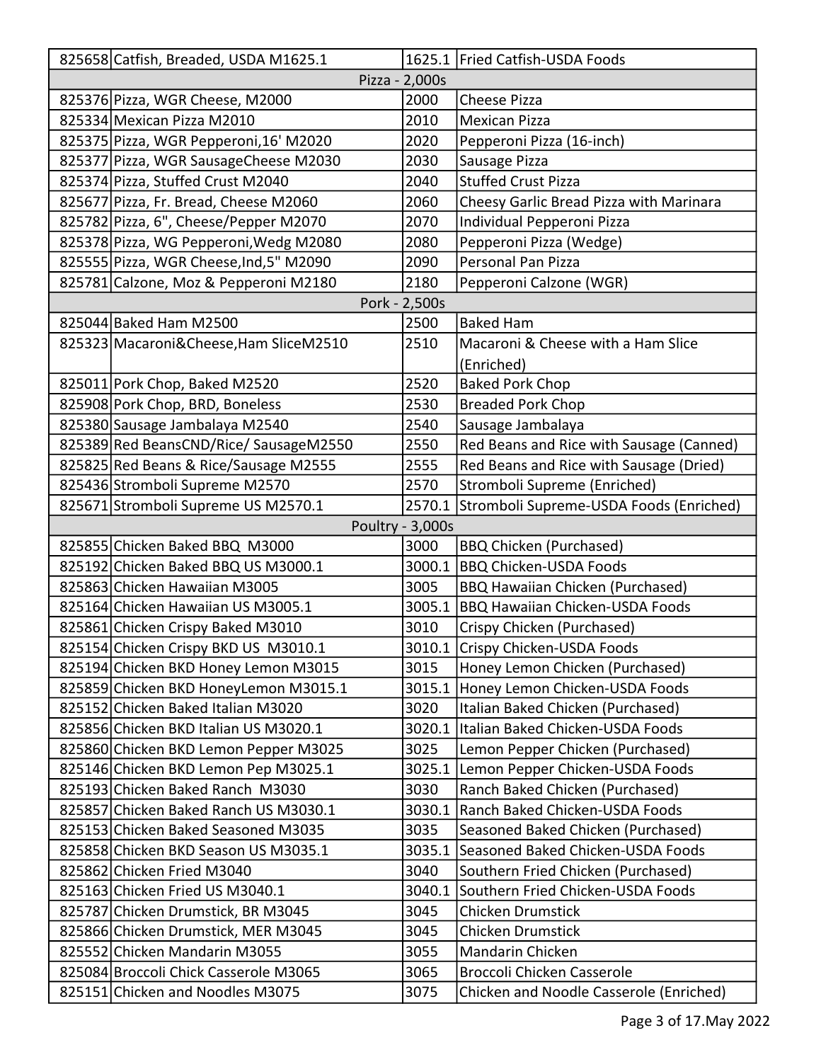| | | | |
|---|---|---|---|
| 825658 | Catfish, Breaded, USDA M1625.1 | 1625.1 | Fried Catfish-USDA Foods |
| Pizza - 2,000s | | | |
| 825376 | Pizza, WGR Cheese, M2000 | 2000 | Cheese Pizza |
| 825334 | Mexican Pizza M2010 | 2010 | Mexican Pizza |
| 825375 | Pizza, WGR Pepperoni,16' M2020 | 2020 | Pepperoni Pizza (16-inch) |
| 825377 | Pizza, WGR SausageCheese M2030 | 2030 | Sausage Pizza |
| 825374 | Pizza, Stuffed Crust M2040 | 2040 | Stuffed Crust Pizza |
| 825677 | Pizza, Fr. Bread, Cheese M2060 | 2060 | Cheesy Garlic Bread Pizza with Marinara |
| 825782 | Pizza, 6", Cheese/Pepper M2070 | 2070 | Individual Pepperoni Pizza |
| 825378 | Pizza, WG Pepperoni,Wedg M2080 | 2080 | Pepperoni Pizza (Wedge) |
| 825555 | Pizza, WGR Cheese,Ind,5" M2090 | 2090 | Personal Pan Pizza |
| 825781 | Calzone, Moz & Pepperoni M2180 | 2180 | Pepperoni Calzone (WGR) |
| Pork - 2,500s | | | |
| 825044 | Baked Ham M2500 | 2500 | Baked Ham |
| 825323 | Macaroni&Cheese,Ham SliceM2510 | 2510 | Macaroni & Cheese with a Ham Slice (Enriched) |
| 825011 | Pork Chop, Baked M2520 | 2520 | Baked Pork Chop |
| 825908 | Pork Chop, BRD, Boneless | 2530 | Breaded Pork Chop |
| 825380 | Sausage Jambalaya M2540 | 2540 | Sausage Jambalaya |
| 825389 | Red BeansCND/Rice/ SausageM2550 | 2550 | Red Beans and Rice with Sausage (Canned) |
| 825825 | Red Beans & Rice/Sausage M2555 | 2555 | Red Beans and Rice with Sausage (Dried) |
| 825436 | Stromboli Supreme M2570 | 2570 | Stromboli Supreme (Enriched) |
| 825671 | Stromboli Supreme US M2570.1 | 2570.1 | Stromboli Supreme-USDA Foods (Enriched) |
| Poultry - 3,000s | | | |
| 825855 | Chicken Baked BBQ M3000 | 3000 | BBQ Chicken (Purchased) |
| 825192 | Chicken Baked BBQ US M3000.1 | 3000.1 | BBQ Chicken-USDA Foods |
| 825863 | Chicken Hawaiian M3005 | 3005 | BBQ Hawaiian Chicken (Purchased) |
| 825164 | Chicken Hawaiian US M3005.1 | 3005.1 | BBQ Hawaiian Chicken-USDA Foods |
| 825861 | Chicken Crispy Baked M3010 | 3010 | Crispy Chicken (Purchased) |
| 825154 | Chicken Crispy BKD US M3010.1 | 3010.1 | Crispy Chicken-USDA Foods |
| 825194 | Chicken BKD Honey Lemon M3015 | 3015 | Honey Lemon Chicken (Purchased) |
| 825859 | Chicken BKD HoneyLemon M3015.1 | 3015.1 | Honey Lemon Chicken-USDA Foods |
| 825152 | Chicken Baked Italian M3020 | 3020 | Italian Baked Chicken (Purchased) |
| 825856 | Chicken BKD Italian US M3020.1 | 3020.1 | Italian Baked Chicken-USDA Foods |
| 825860 | Chicken BKD Lemon Pepper M3025 | 3025 | Lemon Pepper Chicken (Purchased) |
| 825146 | Chicken BKD Lemon Pep M3025.1 | 3025.1 | Lemon Pepper Chicken-USDA Foods |
| 825193 | Chicken Baked Ranch M3030 | 3030 | Ranch Baked Chicken (Purchased) |
| 825857 | Chicken Baked Ranch US M3030.1 | 3030.1 | Ranch Baked Chicken-USDA Foods |
| 825153 | Chicken Baked Seasoned M3035 | 3035 | Seasoned Baked Chicken (Purchased) |
| 825858 | Chicken BKD Season US M3035.1 | 3035.1 | Seasoned Baked Chicken-USDA Foods |
| 825862 | Chicken Fried M3040 | 3040 | Southern Fried Chicken (Purchased) |
| 825163 | Chicken Fried US M3040.1 | 3040.1 | Southern Fried Chicken-USDA Foods |
| 825787 | Chicken Drumstick, BR M3045 | 3045 | Chicken Drumstick |
| 825866 | Chicken Drumstick, MER M3045 | 3045 | Chicken Drumstick |
| 825552 | Chicken Mandarin M3055 | 3055 | Mandarin Chicken |
| 825084 | Broccoli Chick Casserole M3065 | 3065 | Broccoli Chicken Casserole |
| 825151 | Chicken and Noodles M3075 | 3075 | Chicken and Noodle Casserole (Enriched) |

May 2022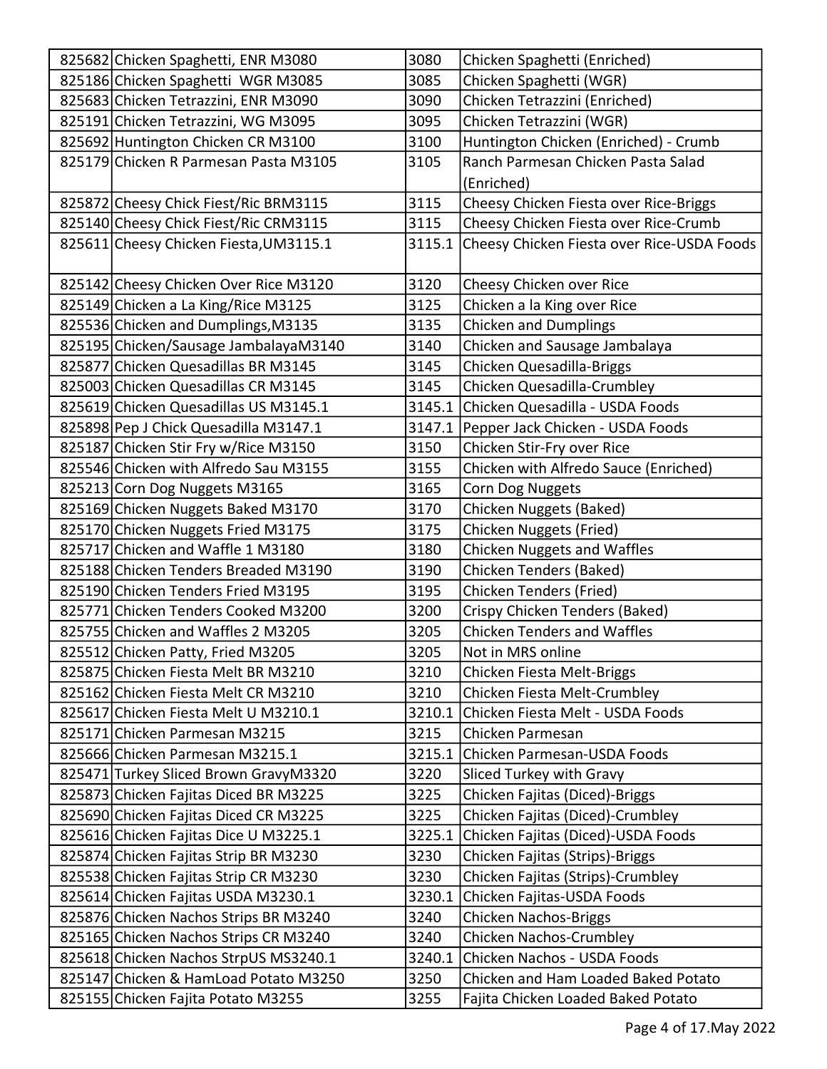| | | | |
|---|---|---|---|
| 825682 | Chicken Spaghetti, ENR M3080 | 3080 | Chicken Spaghetti (Enriched) |
| 825186 | Chicken Spaghetti WGR M3085 | 3085 | Chicken Spaghetti (WGR) |
| 825683 | Chicken Tetrazzini, ENR M3090 | 3090 | Chicken Tetrazzini (Enriched) |
| 825191 | Chicken Tetrazzini, WG M3095 | 3095 | Chicken Tetrazzini (WGR) |
| 825692 | Huntington Chicken CR M3100 | 3100 | Huntington Chicken (Enriched) - Crumb |
| 825179 | Chicken R Parmesan Pasta M3105 | 3105 | Ranch Parmesan Chicken Pasta Salad (Enriched) |
| 825872 | Cheesy Chick Fiest/Ric BRM3115 | 3115 | Cheesy Chicken Fiesta over Rice-Briggs |
| 825140 | Cheesy Chick Fiest/Ric CRM3115 | 3115 | Cheesy Chicken Fiesta over Rice-Crumb |
| 825611 | Cheesy Chicken Fiesta,UM3115.1 | 3115.1 | Cheesy Chicken Fiesta over Rice-USDA Foods |
| 825142 | Cheesy Chicken Over Rice M3120 | 3120 | Cheesy Chicken over Rice |
| 825149 | Chicken a La King/Rice M3125 | 3125 | Chicken a la King over Rice |
| 825536 | Chicken and Dumplings,M3135 | 3135 | Chicken and Dumplings |
| 825195 | Chicken/Sausage JambalayaM3140 | 3140 | Chicken and Sausage Jambalaya |
| 825877 | Chicken Quesadillas BR M3145 | 3145 | Chicken Quesadilla-Briggs |
| 825003 | Chicken Quesadillas CR M3145 | 3145 | Chicken Quesadilla-Crumbley |
| 825619 | Chicken Quesadillas US M3145.1 | 3145.1 | Chicken Quesadilla - USDA Foods |
| 825898 | Pep J Chick Quesadilla M3147.1 | 3147.1 | Pepper Jack Chicken - USDA Foods |
| 825187 | Chicken Stir Fry w/Rice M3150 | 3150 | Chicken Stir-Fry over Rice |
| 825546 | Chicken with Alfredo Sau M3155 | 3155 | Chicken with Alfredo Sauce (Enriched) |
| 825213 | Corn Dog Nuggets M3165 | 3165 | Corn Dog Nuggets |
| 825169 | Chicken Nuggets Baked M3170 | 3170 | Chicken Nuggets (Baked) |
| 825170 | Chicken Nuggets Fried M3175 | 3175 | Chicken Nuggets (Fried) |
| 825717 | Chicken and Waffle 1 M3180 | 3180 | Chicken Nuggets and Waffles |
| 825188 | Chicken Tenders Breaded M3190 | 3190 | Chicken Tenders (Baked) |
| 825190 | Chicken Tenders Fried M3195 | 3195 | Chicken Tenders (Fried) |
| 825771 | Chicken Tenders Cooked M3200 | 3200 | Crispy Chicken Tenders (Baked) |
| 825755 | Chicken and Waffles 2 M3205 | 3205 | Chicken Tenders and Waffles |
| 825512 | Chicken Patty, Fried M3205 | 3205 | Not in MRS online |
| 825875 | Chicken Fiesta Melt BR M3210 | 3210 | Chicken Fiesta Melt-Briggs |
| 825162 | Chicken Fiesta Melt CR M3210 | 3210 | Chicken Fiesta Melt-Crumbley |
| 825617 | Chicken Fiesta Melt U M3210.1 | 3210.1 | Chicken Fiesta Melt - USDA Foods |
| 825171 | Chicken Parmesan M3215 | 3215 | Chicken Parmesan |
| 825666 | Chicken Parmesan M3215.1 | 3215.1 | Chicken Parmesan-USDA Foods |
| 825471 | Turkey Sliced Brown GravyM3320 | 3220 | Sliced Turkey with Gravy |
| 825873 | Chicken Fajitas Diced BR M3225 | 3225 | Chicken Fajitas (Diced)-Briggs |
| 825690 | Chicken Fajitas Diced CR M3225 | 3225 | Chicken Fajitas (Diced)-Crumbley |
| 825616 | Chicken Fajitas Dice U M3225.1 | 3225.1 | Chicken Fajitas (Diced)-USDA Foods |
| 825874 | Chicken Fajitas Strip BR M3230 | 3230 | Chicken Fajitas (Strips)-Briggs |
| 825538 | Chicken Fajitas Strip CR M3230 | 3230 | Chicken Fajitas (Strips)-Crumbley |
| 825614 | Chicken Fajitas USDA M3230.1 | 3230.1 | Chicken Fajitas-USDA Foods |
| 825876 | Chicken Nachos Strips BR M3240 | 3240 | Chicken Nachos-Briggs |
| 825165 | Chicken Nachos Strips CR M3240 | 3240 | Chicken Nachos-Crumbley |
| 825618 | Chicken Nachos StrpUS MS3240.1 | 3240.1 | Chicken Nachos - USDA Foods |
| 825147 | Chicken & HamLoad Potato M3250 | 3250 | Chicken and Ham Loaded Baked Potato |
| 825155 | Chicken Fajita Potato M3255 | 3255 | Fajita Chicken Loaded Baked Potato |

May 2022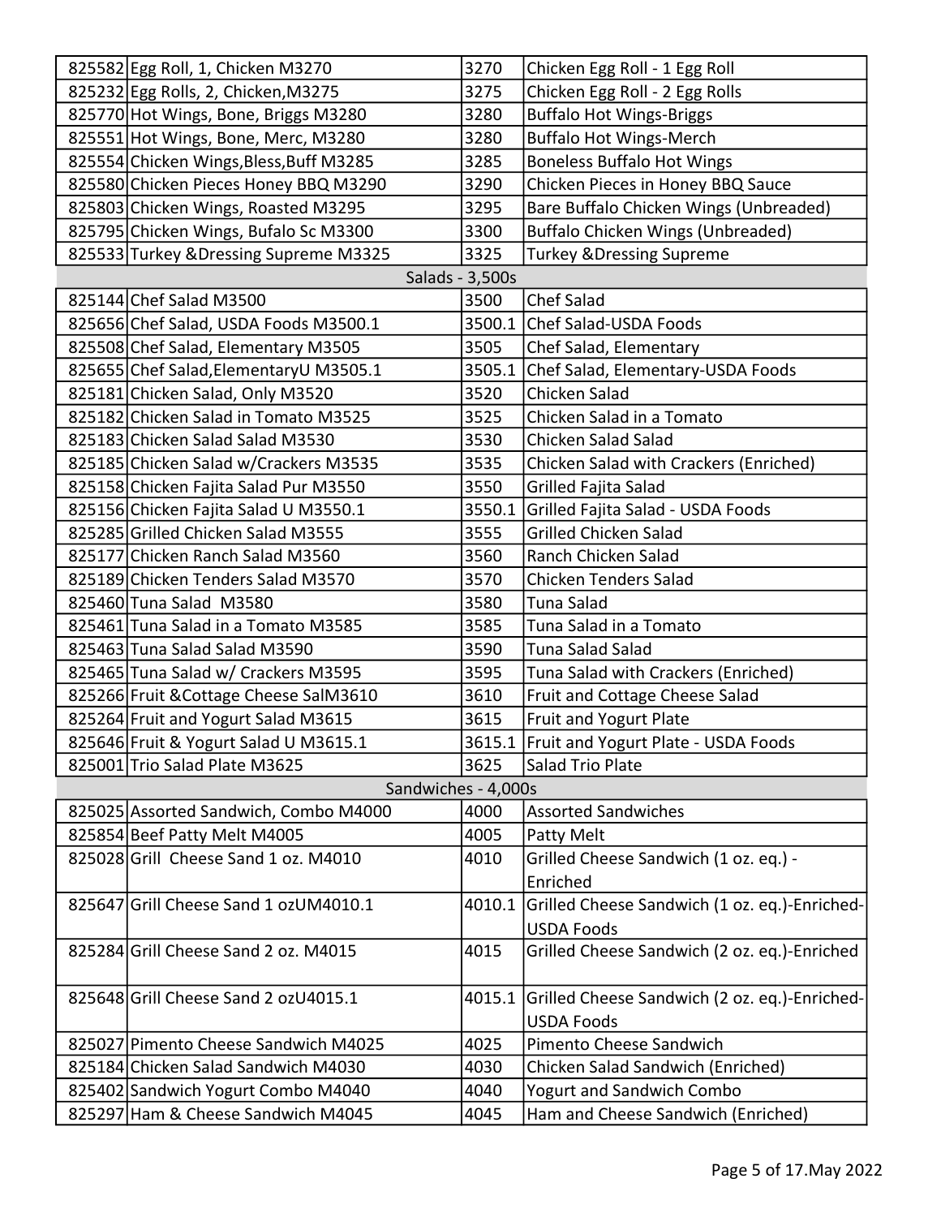| | | | |
|---|---|---|---|
| 825582 | Egg Roll, 1, Chicken M3270 | 3270 | Chicken Egg Roll - 1 Egg Roll |
| 825232 | Egg Rolls, 2, Chicken,M3275 | 3275 | Chicken Egg Roll - 2 Egg Rolls |
| 825770 | Hot Wings, Bone, Briggs M3280 | 3280 | Buffalo Hot Wings-Briggs |
| 825551 | Hot Wings, Bone, Merc, M3280 | 3280 | Buffalo Hot Wings-Merch |
| 825554 | Chicken Wings,Bless,Buff M3285 | 3285 | Boneless Buffalo Hot Wings |
| 825580 | Chicken Pieces Honey BBQ M3290 | 3290 | Chicken Pieces in Honey BBQ Sauce |
| 825803 | Chicken Wings, Roasted M3295 | 3295 | Bare Buffalo Chicken Wings (Unbreaded) |
| 825795 | Chicken Wings, Bufalo Sc M3300 | 3300 | Buffalo Chicken Wings (Unbreaded) |
| 825533 | Turkey &Dressing Supreme M3325 | 3325 | Turkey &Dressing Supreme |
| | **Salads - 3,500s** | | |
| 825144 | Chef Salad M3500 | 3500 | Chef Salad |
| 825656 | Chef Salad, USDA Foods M3500.1 | 3500.1 | Chef Salad-USDA Foods |
| 825508 | Chef Salad, Elementary M3505 | 3505 | Chef Salad, Elementary |
| 825655 | Chef Salad,ElementaryU M3505.1 | 3505.1 | Chef Salad, Elementary-USDA Foods |
| 825181 | Chicken Salad, Only M3520 | 3520 | Chicken Salad |
| 825182 | Chicken Salad in Tomato M3525 | 3525 | Chicken Salad in a Tomato |
| 825183 | Chicken Salad Salad M3530 | 3530 | Chicken Salad Salad |
| 825185 | Chicken Salad w/Crackers M3535 | 3535 | Chicken Salad with Crackers (Enriched) |
| 825158 | Chicken Fajita Salad Pur M3550 | 3550 | Grilled Fajita Salad |
| 825156 | Chicken Fajita Salad U M3550.1 | 3550.1 | Grilled Fajita Salad - USDA Foods |
| 825285 | Grilled Chicken Salad M3555 | 3555 | Grilled Chicken Salad |
| 825177 | Chicken Ranch Salad M3560 | 3560 | Ranch Chicken Salad |
| 825189 | Chicken Tenders Salad M3570 | 3570 | Chicken Tenders Salad |
| 825460 | Tuna Salad M3580 | 3580 | Tuna Salad |
| 825461 | Tuna Salad in a Tomato M3585 | 3585 | Tuna Salad in a Tomato |
| 825463 | Tuna Salad Salad M3590 | 3590 | Tuna Salad Salad |
| 825465 | Tuna Salad w/ Crackers M3595 | 3595 | Tuna Salad with Crackers (Enriched) |
| 825266 | Fruit &Cottage Cheese SalM3610 | 3610 | Fruit and Cottage Cheese Salad |
| 825264 | Fruit and Yogurt Salad M3615 | 3615 | Fruit and Yogurt Plate |
| 825646 | Fruit & Yogurt Salad U M3615.1 | 3615.1 | Fruit and Yogurt Plate - USDA Foods |
| 825001 | Trio Salad Plate M3625 | 3625 | Salad Trio Plate |
| | **Sandwiches - 4,000s** | | |
| 825025 | Assorted Sandwich, Combo M4000 | 4000 | Assorted Sandwiches |
| 825854 | Beef Patty Melt M4005 | 4005 | Patty Melt |
| 825028 | Grill Cheese Sand 1 oz. M4010 | 4010 | Grilled Cheese Sandwich (1 oz. eq.) - Enriched |
| 825647 | Grill Cheese Sand 1 ozUM4010.1 | 4010.1 | Grilled Cheese Sandwich (1 oz. eq.)-Enriched-USDA Foods |
| 825284 | Grill Cheese Sand 2 oz. M4015 | 4015 | Grilled Cheese Sandwich (2 oz. eq.)-Enriched |
| 825648 | Grill Cheese Sand 2 ozU4015.1 | 4015.1 | Grilled Cheese Sandwich (2 oz. eq.)-Enriched-USDA Foods |
| 825027 | Pimento Cheese Sandwich M4025 | 4025 | Pimento Cheese Sandwich |
| 825184 | Chicken Salad Sandwich M4030 | 4030 | Chicken Salad Sandwich (Enriched) |
| 825402 | Sandwich Yogurt Combo M4040 | 4040 | Yogurt and Sandwich Combo |
| 825297 | Ham & Cheese Sandwich M4045 | 4045 | Ham and Cheese Sandwich (Enriched) |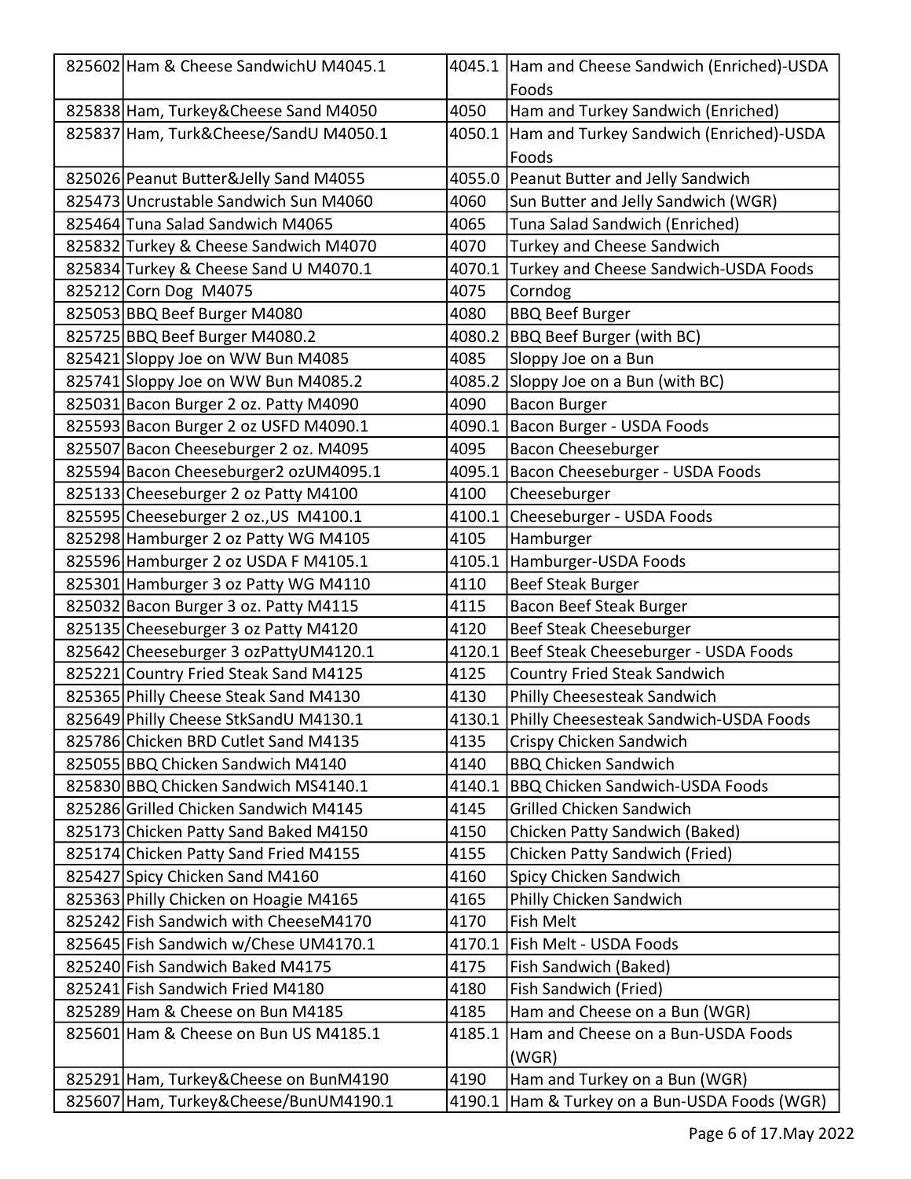| | | | |
|---|---|---|---|
| 825602 | Ham & Cheese SandwichU M4045.1 | 4045.1 | Ham and Cheese Sandwich (Enriched)-USDA Foods |
| 825838 | Ham, Turkey&Cheese Sand M4050 | 4050 | Ham and Turkey Sandwich (Enriched) |
| 825837 | Ham, Turk&Cheese/SandU M4050.1 | 4050.1 | Ham and Turkey Sandwich (Enriched)-USDA Foods |
| 825026 | Peanut Butter&Jelly Sand M4055 | 4055.0 | Peanut Butter and Jelly Sandwich |
| 825473 | Uncrustable Sandwich Sun M4060 | 4060 | Sun Butter and Jelly Sandwich (WGR) |
| 825464 | Tuna Salad Sandwich M4065 | 4065 | Tuna Salad Sandwich (Enriched) |
| 825832 | Turkey & Cheese Sandwich M4070 | 4070 | Turkey and Cheese Sandwich |
| 825834 | Turkey & Cheese Sand U M4070.1 | 4070.1 | Turkey and Cheese Sandwich-USDA Foods |
| 825212 | Corn Dog M4075 | 4075 | Corndog |
| 825053 | BBQ Beef Burger M4080 | 4080 | BBQ Beef Burger |
| 825725 | BBQ Beef Burger M4080.2 | 4080.2 | BBQ Beef Burger (with BC) |
| 825421 | Sloppy Joe on WW Bun M4085 | 4085 | Sloppy Joe on a Bun |
| 825741 | Sloppy Joe on WW Bun M4085.2 | 4085.2 | Sloppy Joe on a Bun (with BC) |
| 825031 | Bacon Burger 2 oz. Patty M4090 | 4090 | Bacon Burger |
| 825593 | Bacon Burger 2 oz USFD M4090.1 | 4090.1 | Bacon Burger - USDA Foods |
| 825507 | Bacon Cheeseburger 2 oz. M4095 | 4095 | Bacon Cheeseburger |
| 825594 | Bacon Cheeseburger2 ozUM4095.1 | 4095.1 | Bacon Cheeseburger - USDA Foods |
| 825133 | Cheeseburger 2 oz Patty M4100 | 4100 | Cheeseburger |
| 825595 | Cheeseburger 2 oz.,US M4100.1 | 4100.1 | Cheeseburger - USDA Foods |
| 825298 | Hamburger 2 oz Patty WG M4105 | 4105 | Hamburger |
| 825596 | Hamburger 2 oz USDA F M4105.1 | 4105.1 | Hamburger-USDA Foods |
| 825301 | Hamburger 3 oz Patty WG M4110 | 4110 | Beef Steak Burger |
| 825032 | Bacon Burger 3 oz. Patty M4115 | 4115 | Bacon Beef Steak Burger |
| 825135 | Cheeseburger 3 oz Patty M4120 | 4120 | Beef Steak Cheeseburger |
| 825642 | Cheeseburger 3 ozPattyUM4120.1 | 4120.1 | Beef Steak Cheeseburger - USDA Foods |
| 825221 | Country Fried Steak Sand M4125 | 4125 | Country Fried Steak Sandwich |
| 825365 | Philly Cheese Steak Sand M4130 | 4130 | Philly Cheesesteak Sandwich |
| 825649 | Philly Cheese StkSandU M4130.1 | 4130.1 | Philly Cheesesteak Sandwich-USDA Foods |
| 825786 | Chicken BRD Cutlet Sand M4135 | 4135 | Crispy Chicken Sandwich |
| 825055 | BBQ Chicken Sandwich M4140 | 4140 | BBQ Chicken Sandwich |
| 825830 | BBQ Chicken Sandwich MS4140.1 | 4140.1 | BBQ Chicken Sandwich-USDA Foods |
| 825286 | Grilled Chicken Sandwich M4145 | 4145 | Grilled Chicken Sandwich |
| 825173 | Chicken Patty Sand Baked M4150 | 4150 | Chicken Patty Sandwich (Baked) |
| 825174 | Chicken Patty Sand Fried M4155 | 4155 | Chicken Patty Sandwich (Fried) |
| 825427 | Spicy Chicken Sand M4160 | 4160 | Spicy Chicken Sandwich |
| 825363 | Philly Chicken on Hoagie M4165 | 4165 | Philly Chicken Sandwich |
| 825242 | Fish Sandwich with CheeseM4170 | 4170 | Fish Melt |
| 825645 | Fish Sandwich w/Chese UM4170.1 | 4170.1 | Fish Melt - USDA Foods |
| 825240 | Fish Sandwich Baked M4175 | 4175 | Fish Sandwich (Baked) |
| 825241 | Fish Sandwich Fried M4180 | 4180 | Fish Sandwich (Fried) |
| 825289 | Ham & Cheese on Bun M4185 | 4185 | Ham and Cheese on a Bun (WGR) |
| 825601 | Ham & Cheese on Bun US M4185.1 | 4185.1 | Ham and Cheese on a Bun-USDA Foods (WGR) |
| 825291 | Ham, Turkey&Cheese on BunM4190 | 4190 | Ham and Turkey on a Bun (WGR) |
| 825607 | Ham, Turkey&Cheese/BunUM4190.1 | 4190.1 | Ham & Turkey on a Bun-USDA Foods (WGR) |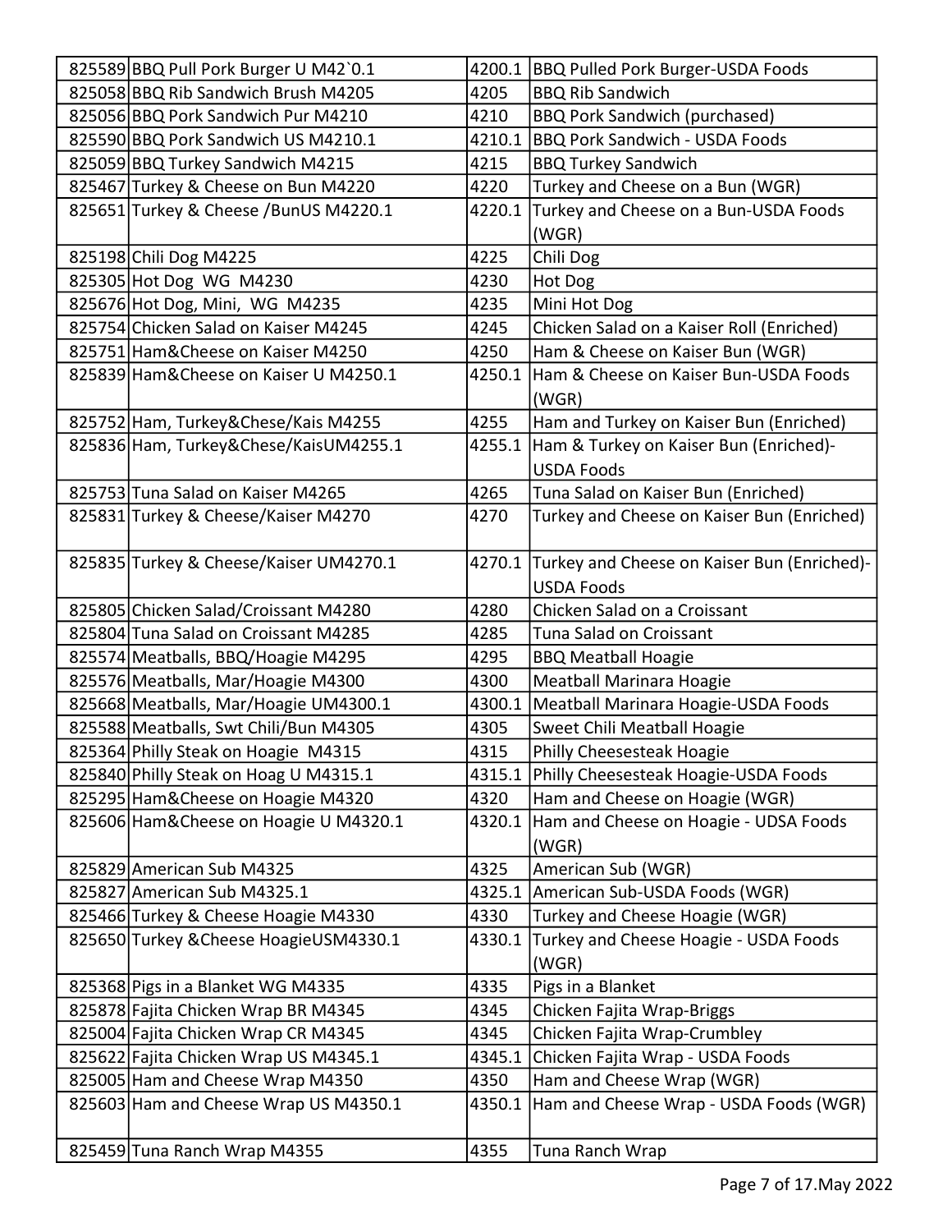| | | | |
|---|---|---|---|
| 825589 | BBQ Pull Pork Burger U M42`0.1 | 4200.1 | BBQ Pulled Pork Burger-USDA Foods |
| 825058 | BBQ Rib Sandwich Brush M4205 | 4205 | BBQ Rib Sandwich |
| 825056 | BBQ Pork Sandwich Pur M4210 | 4210 | BBQ Pork Sandwich (purchased) |
| 825590 | BBQ Pork Sandwich US M4210.1 | 4210.1 | BBQ Pork Sandwich - USDA Foods |
| 825059 | BBQ Turkey Sandwich M4215 | 4215 | BBQ Turkey Sandwich |
| 825467 | Turkey & Cheese on Bun M4220 | 4220 | Turkey and Cheese on a Bun (WGR) |
| 825651 | Turkey & Cheese /BunUS M4220.1 | 4220.1 | Turkey and Cheese on a Bun-USDA Foods (WGR) |
| 825198 | Chili Dog M4225 | 4225 | Chili Dog |
| 825305 | Hot Dog WG M4230 | 4230 | Hot Dog |
| 825676 | Hot Dog, Mini, WG M4235 | 4235 | Mini Hot Dog |
| 825754 | Chicken Salad on Kaiser M4245 | 4245 | Chicken Salad on a Kaiser Roll (Enriched) |
| 825751 | Ham&Cheese on Kaiser M4250 | 4250 | Ham & Cheese on Kaiser Bun (WGR) |
| 825839 | Ham&Cheese on Kaiser U M4250.1 | 4250.1 | Ham & Cheese on Kaiser Bun-USDA Foods (WGR) |
| 825752 | Ham, Turkey&Chese/Kais M4255 | 4255 | Ham and Turkey on Kaiser Bun (Enriched) |
| 825836 | Ham, Turkey&Chese/KaisUM4255.1 | 4255.1 | Ham & Turkey on Kaiser Bun (Enriched)-USDA Foods |
| 825753 | Tuna Salad on Kaiser M4265 | 4265 | Tuna Salad on Kaiser Bun (Enriched) |
| 825831 | Turkey & Cheese/Kaiser M4270 | 4270 | Turkey and Cheese on Kaiser Bun (Enriched) |
| 825835 | Turkey & Cheese/Kaiser UM4270.1 | 4270.1 | Turkey and Cheese on Kaiser Bun (Enriched)-USDA Foods |
| 825805 | Chicken Salad/Croissant M4280 | 4280 | Chicken Salad on a Croissant |
| 825804 | Tuna Salad on Croissant M4285 | 4285 | Tuna Salad on Croissant |
| 825574 | Meatballs, BBQ/Hoagie M4295 | 4295 | BBQ Meatball Hoagie |
| 825576 | Meatballs, Mar/Hoagie M4300 | 4300 | Meatball Marinara Hoagie |
| 825668 | Meatballs, Mar/Hoagie UM4300.1 | 4300.1 | Meatball Marinara Hoagie-USDA Foods |
| 825588 | Meatballs, Swt Chili/Bun M4305 | 4305 | Sweet Chili Meatball Hoagie |
| 825364 | Philly Steak on Hoagie M4315 | 4315 | Philly Cheesesteak Hoagie |
| 825840 | Philly Steak on Hoag U M4315.1 | 4315.1 | Philly Cheesesteak Hoagie-USDA Foods |
| 825295 | Ham&Cheese on Hoagie M4320 | 4320 | Ham and Cheese on Hoagie (WGR) |
| 825606 | Ham&Cheese on Hoagie U M4320.1 | 4320.1 | Ham and Cheese on Hoagie - UDSA Foods (WGR) |
| 825829 | American Sub M4325 | 4325 | American Sub (WGR) |
| 825827 | American Sub M4325.1 | 4325.1 | American Sub-USDA Foods (WGR) |
| 825466 | Turkey & Cheese Hoagie M4330 | 4330 | Turkey and Cheese Hoagie (WGR) |
| 825650 | Turkey &Cheese HoagieUSM4330.1 | 4330.1 | Turkey and Cheese Hoagie - USDA Foods (WGR) |
| 825368 | Pigs in a Blanket WG M4335 | 4335 | Pigs in a Blanket |
| 825878 | Fajita Chicken Wrap BR M4345 | 4345 | Chicken Fajita Wrap-Briggs |
| 825004 | Fajita Chicken Wrap CR M4345 | 4345 | Chicken Fajita Wrap-Crumbley |
| 825622 | Fajita Chicken Wrap US M4345.1 | 4345.1 | Chicken Fajita Wrap - USDA Foods |
| 825005 | Ham and Cheese Wrap M4350 | 4350 | Ham and Cheese Wrap (WGR) |
| 825603 | Ham and Cheese Wrap US M4350.1 | 4350.1 | Ham and Cheese Wrap - USDA Foods (WGR) |
| 825459 | Tuna Ranch Wrap M4355 | 4355 | Tuna Ranch Wrap |

May 2022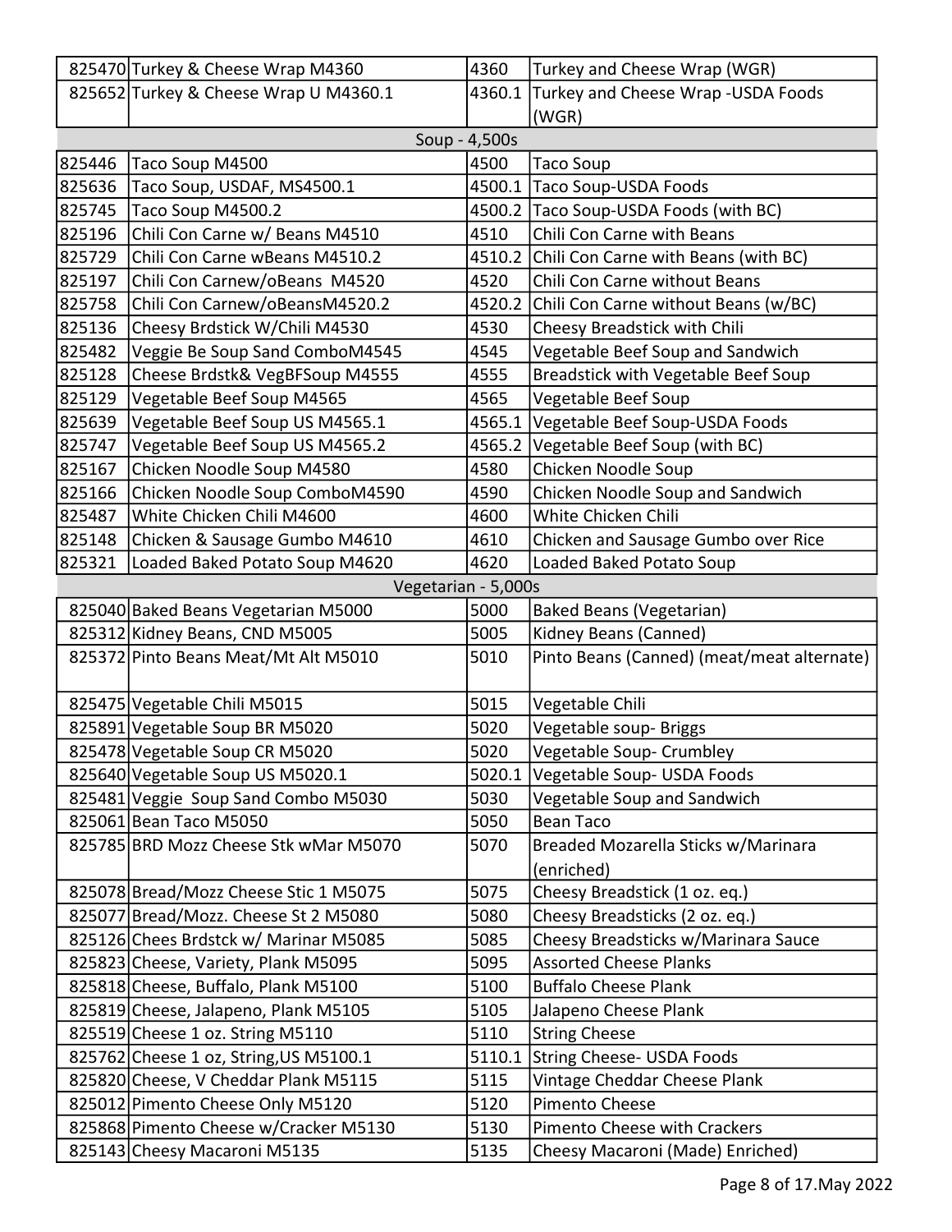| | | | |
|---|---|---|---|
| 825470 | Turkey & Cheese Wrap M4360 | 4360 | Turkey and Cheese Wrap (WGR) |
| 825652 | Turkey & Cheese Wrap U M4360.1 | 4360.1 | Turkey and Cheese Wrap -USDA Foods (WGR) |
| | | Soup - 4,500s | |
| 825446 | Taco Soup M4500 | 4500 | Taco Soup |
| 825636 | Taco Soup, USDAF, MS4500.1 | 4500.1 | Taco Soup-USDA Foods |
| 825745 | Taco Soup M4500.2 | 4500.2 | Taco Soup-USDA Foods (with BC) |
| 825196 | Chili Con Carne w/ Beans M4510 | 4510 | Chili Con Carne with Beans |
| 825729 | Chili Con Carne wBeans M4510.2 | 4510.2 | Chili Con Carne with Beans (with BC) |
| 825197 | Chili Con Carnew/oBeans M4520 | 4520 | Chili Con Carne without Beans |
| 825758 | Chili Con Carnew/oBeansM4520.2 | 4520.2 | Chili Con Carne without Beans (w/BC) |
| 825136 | Cheesy Brdstick W/Chili M4530 | 4530 | Cheesy Breadstick with Chili |
| 825482 | Veggie Be Soup Sand ComboM4545 | 4545 | Vegetable Beef Soup and Sandwich |
| 825128 | Cheese Brdstk& VegBFSoup M4555 | 4555 | Breadstick with Vegetable Beef Soup |
| 825129 | Vegetable Beef Soup M4565 | 4565 | Vegetable Beef Soup |
| 825639 | Vegetable Beef Soup US M4565.1 | 4565.1 | Vegetable Beef Soup-USDA Foods |
| 825747 | Vegetable Beef Soup US M4565.2 | 4565.2 | Vegetable Beef Soup (with BC) |
| 825167 | Chicken Noodle Soup M4580 | 4580 | Chicken Noodle Soup |
| 825166 | Chicken Noodle Soup ComboM4590 | 4590 | Chicken Noodle Soup and Sandwich |
| 825487 | White Chicken Chili M4600 | 4600 | White Chicken Chili |
| 825148 | Chicken & Sausage Gumbo M4610 | 4610 | Chicken and Sausage Gumbo over Rice |
| 825321 | Loaded Baked Potato Soup M4620 | 4620 | Loaded Baked Potato Soup |
| | | Vegetarian - 5,000s | |
| 825040 | Baked Beans Vegetarian M5000 | 5000 | Baked Beans (Vegetarian) |
| 825312 | Kidney Beans, CND M5005 | 5005 | Kidney Beans (Canned) |
| 825372 | Pinto Beans Meat/Mt Alt M5010 | 5010 | Pinto Beans (Canned) (meat/meat alternate) |
| 825475 | Vegetable Chili M5015 | 5015 | Vegetable Chili |
| 825891 | Vegetable Soup BR M5020 | 5020 | Vegetable soup- Briggs |
| 825478 | Vegetable Soup CR M5020 | 5020 | Vegetable Soup- Crumbley |
| 825640 | Vegetable Soup US M5020.1 | 5020.1 | Vegetable Soup- USDA Foods |
| 825481 | Veggie Soup Sand Combo M5030 | 5030 | Vegetable Soup and Sandwich |
| 825061 | Bean Taco M5050 | 5050 | Bean Taco |
| 825785 | BRD Mozz Cheese Stk wMar M5070 | 5070 | Breaded Mozarella Sticks w/Marinara (enriched) |
| 825078 | Bread/Mozz Cheese Stic 1 M5075 | 5075 | Cheesy Breadstick (1 oz. eq.) |
| 825077 | Bread/Mozz. Cheese St 2 M5080 | 5080 | Cheesy Breadsticks (2 oz. eq.) |
| 825126 | Chees Brdstck w/ Marinar M5085 | 5085 | Cheesy Breadsticks w/Marinara Sauce |
| 825823 | Cheese, Variety, Plank M5095 | 5095 | Assorted Cheese Planks |
| 825818 | Cheese, Buffalo, Plank M5100 | 5100 | Buffalo Cheese Plank |
| 825819 | Cheese, Jalapeno, Plank M5105 | 5105 | Jalapeno Cheese Plank |
| 825519 | Cheese 1 oz. String M5110 | 5110 | String Cheese |
| 825762 | Cheese 1 oz, String,US M5100.1 | 5110.1 | String Cheese- USDA Foods |
| 825820 | Cheese, V Cheddar Plank M5115 | 5115 | Vintage Cheddar Cheese Plank |
| 825012 | Pimento Cheese Only M5120 | 5120 | Pimento Cheese |
| 825868 | Pimento Cheese w/Cracker M5130 | 5130 | Pimento Cheese with Crackers |
| 825143 | Cheesy Macaroni M5135 | 5135 | Cheesy Macaroni (Made) Enriched) |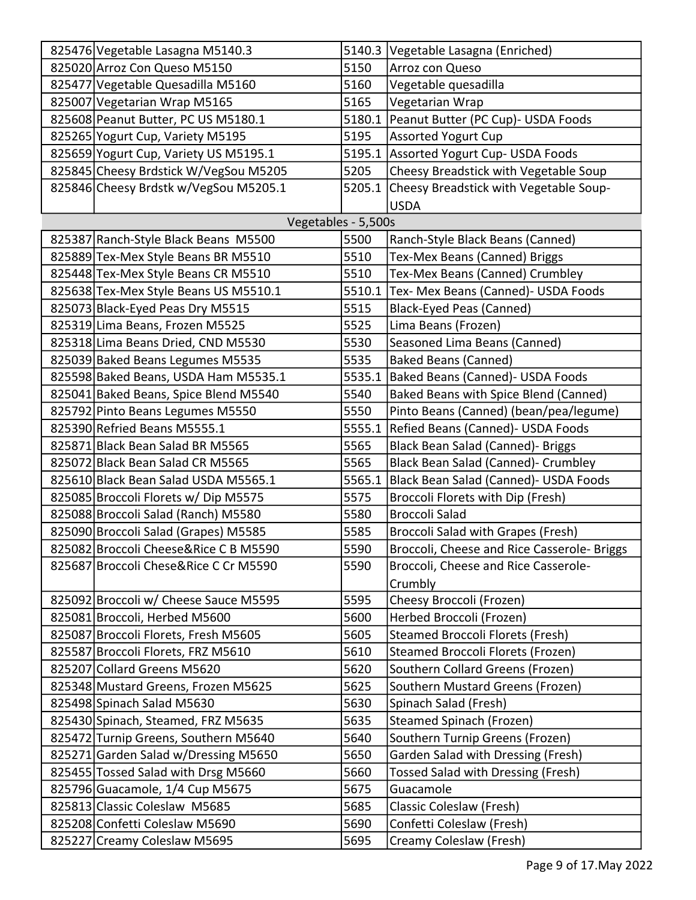| | | | |
|---|---|---|---|
| 825476 | Vegetable Lasagna M5140.3 | 5140.3 | Vegetable Lasagna (Enriched) |
| 825020 | Arroz Con Queso M5150 | 5150 | Arroz con Queso |
| 825477 | Vegetable Quesadilla M5160 | 5160 | Vegetable quesadilla |
| 825007 | Vegetarian Wrap M5165 | 5165 | Vegetarian Wrap |
| 825608 | Peanut Butter, PC US M5180.1 | 5180.1 | Peanut Butter (PC Cup)- USDA Foods |
| 825265 | Yogurt Cup, Variety M5195 | 5195 | Assorted Yogurt Cup |
| 825659 | Yogurt Cup, Variety US M5195.1 | 5195.1 | Assorted Yogurt Cup- USDA Foods |
| 825845 | Cheesy Brdstick W/VegSou M5205 | 5205 | Cheesy Breadstick with Vegetable Soup |
| 825846 | Cheesy Brdstk w/VegSou M5205.1 | 5205.1 | Cheesy Breadstick with Vegetable Soup-USDA |
| | Vegetables - 5,500s | | |
| 825387 | Ranch-Style Black Beans M5500 | 5500 | Ranch-Style Black Beans (Canned) |
| 825889 | Tex-Mex Style Beans BR M5510 | 5510 | Tex-Mex Beans (Canned) Briggs |
| 825448 | Tex-Mex Style Beans CR M5510 | 5510 | Tex-Mex Beans (Canned) Crumbley |
| 825638 | Tex-Mex Style Beans US M5510.1 | 5510.1 | Tex- Mex Beans (Canned)- USDA Foods |
| 825073 | Black-Eyed Peas Dry M5515 | 5515 | Black-Eyed Peas (Canned) |
| 825319 | Lima Beans, Frozen M5525 | 5525 | Lima Beans (Frozen) |
| 825318 | Lima Beans Dried, CND M5530 | 5530 | Seasoned Lima Beans (Canned) |
| 825039 | Baked Beans Legumes M5535 | 5535 | Baked Beans (Canned) |
| 825598 | Baked Beans, USDA Ham M5535.1 | 5535.1 | Baked Beans (Canned)- USDA Foods |
| 825041 | Baked Beans, Spice Blend M5540 | 5540 | Baked Beans with Spice Blend (Canned) |
| 825792 | Pinto Beans Legumes M5550 | 5550 | Pinto Beans (Canned) (bean/pea/legume) |
| 825390 | Refried Beans M5555.1 | 5555.1 | Refied Beans (Canned)- USDA Foods |
| 825871 | Black Bean Salad BR M5565 | 5565 | Black Bean Salad (Canned)- Briggs |
| 825072 | Black Bean Salad CR M5565 | 5565 | Black Bean Salad (Canned)- Crumbley |
| 825610 | Black Bean Salad USDA M5565.1 | 5565.1 | Black Bean Salad (Canned)- USDA Foods |
| 825085 | Broccoli Florets w/ Dip M5575 | 5575 | Broccoli Florets with Dip (Fresh) |
| 825088 | Broccoli Salad (Ranch) M5580 | 5580 | Broccoli Salad |
| 825090 | Broccoli Salad (Grapes) M5585 | 5585 | Broccoli Salad with Grapes (Fresh) |
| 825082 | Broccoli Cheese&Rice C B M5590 | 5590 | Broccoli, Cheese and Rice Casserole- Briggs |
| 825687 | Broccoli Chese&Rice C Cr M5590 | 5590 | Broccoli, Cheese and Rice Casserole-Crumbly |
| 825092 | Broccoli w/ Cheese Sauce M5595 | 5595 | Cheesy Broccoli (Frozen) |
| 825081 | Broccoli, Herbed M5600 | 5600 | Herbed Broccoli (Frozen) |
| 825087 | Broccoli Florets, Fresh M5605 | 5605 | Steamed Broccoli Florets (Fresh) |
| 825587 | Broccoli Florets, FRZ M5610 | 5610 | Steamed Broccoli Florets (Frozen) |
| 825207 | Collard Greens M5620 | 5620 | Southern Collard Greens (Frozen) |
| 825348 | Mustard Greens, Frozen M5625 | 5625 | Southern Mustard Greens (Frozen) |
| 825498 | Spinach Salad M5630 | 5630 | Spinach Salad (Fresh) |
| 825430 | Spinach, Steamed, FRZ M5635 | 5635 | Steamed Spinach (Frozen) |
| 825472 | Turnip Greens, Southern M5640 | 5640 | Southern Turnip Greens (Frozen) |
| 825271 | Garden Salad w/Dressing M5650 | 5650 | Garden Salad with Dressing (Fresh) |
| 825455 | Tossed Salad with Drsg M5660 | 5660 | Tossed Salad with Dressing (Fresh) |
| 825796 | Guacamole, 1/4 Cup M5675 | 5675 | Guacamole |
| 825813 | Classic Coleslaw M5685 | 5685 | Classic Coleslaw (Fresh) |
| 825208 | Confetti Coleslaw M5690 | 5690 | Confetti Coleslaw (Fresh) |
| 825227 | Creamy Coleslaw M5695 | 5695 | Creamy Coleslaw (Fresh) |

May 2022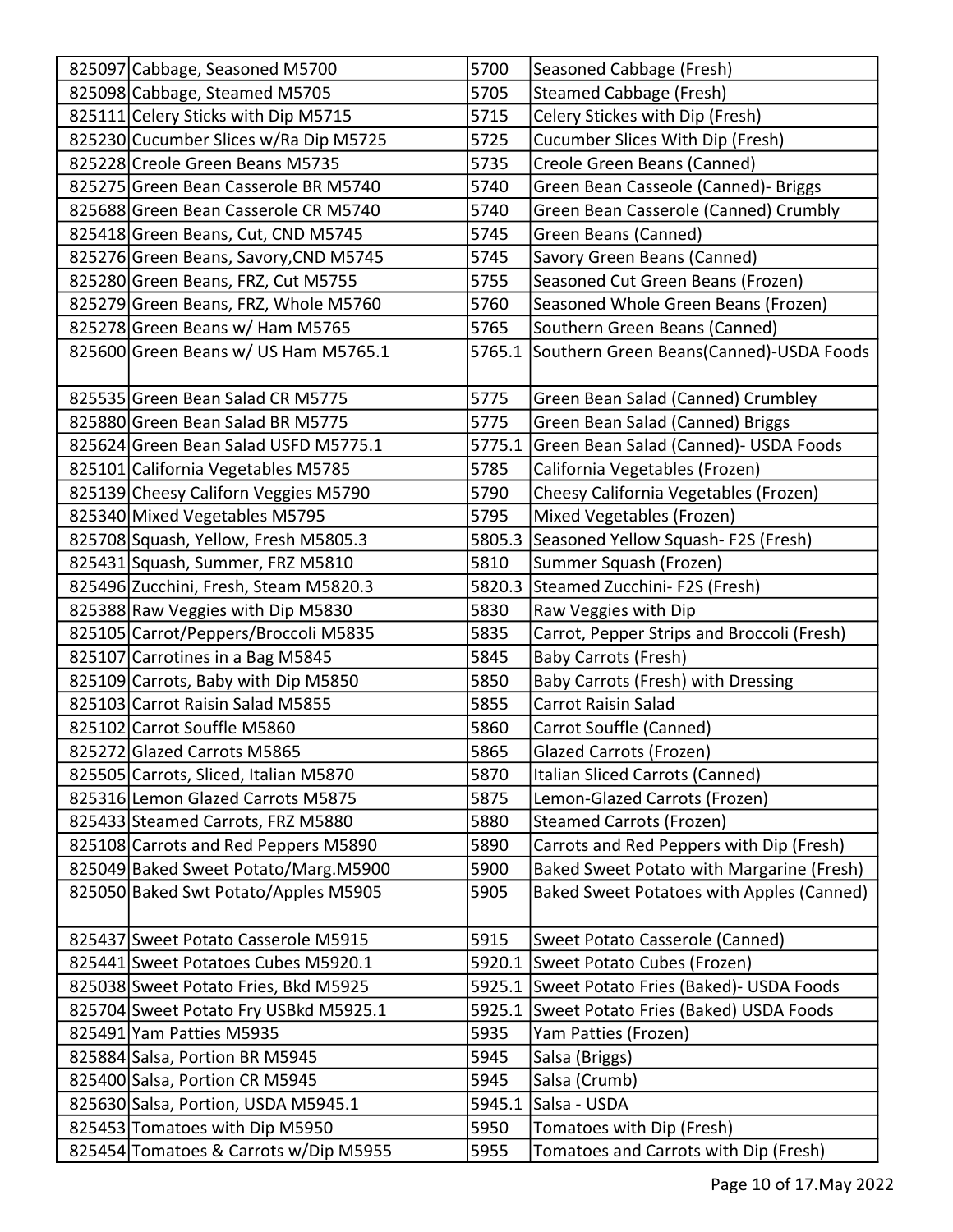| | | | |
|---|---|---|---|
| 825097 | Cabbage, Seasoned M5700 | 5700 | Seasoned Cabbage (Fresh) |
| 825098 | Cabbage, Steamed M5705 | 5705 | Steamed Cabbage (Fresh) |
| 825111 | Celery Sticks with Dip M5715 | 5715 | Celery Stickes with Dip (Fresh) |
| 825230 | Cucumber Slices w/Ra Dip M5725 | 5725 | Cucumber Slices With Dip (Fresh) |
| 825228 | Creole Green Beans M5735 | 5735 | Creole Green Beans (Canned) |
| 825275 | Green Bean Casserole BR M5740 | 5740 | Green Bean Casseole (Canned)- Briggs |
| 825688 | Green Bean Casserole CR M5740 | 5740 | Green Bean Casserole (Canned) Crumbly |
| 825418 | Green Beans, Cut, CND M5745 | 5745 | Green Beans (Canned) |
| 825276 | Green Beans, Savory,CND M5745 | 5745 | Savory Green Beans (Canned) |
| 825280 | Green Beans, FRZ, Cut M5755 | 5755 | Seasoned Cut Green Beans (Frozen) |
| 825279 | Green Beans, FRZ, Whole M5760 | 5760 | Seasoned Whole Green Beans (Frozen) |
| 825278 | Green Beans w/ Ham M5765 | 5765 | Southern Green Beans (Canned) |
| 825600 | Green Beans w/ US Ham M5765.1 | 5765.1 | Southern Green Beans(Canned)-USDA Foods |
| 825535 | Green Bean Salad CR M5775 | 5775 | Green Bean Salad (Canned) Crumbley |
| 825880 | Green Bean Salad BR M5775 | 5775 | Green Bean Salad (Canned) Briggs |
| 825624 | Green Bean Salad USFD M5775.1 | 5775.1 | Green Bean Salad (Canned)- USDA Foods |
| 825101 | California Vegetables M5785 | 5785 | California Vegetables (Frozen) |
| 825139 | Cheesy Californ Veggies M5790 | 5790 | Cheesy California Vegetables (Frozen) |
| 825340 | Mixed Vegetables M5795 | 5795 | Mixed Vegetables (Frozen) |
| 825708 | Squash, Yellow, Fresh M5805.3 | 5805.3 | Seasoned Yellow Squash- F2S (Fresh) |
| 825431 | Squash, Summer, FRZ M5810 | 5810 | Summer Squash (Frozen) |
| 825496 | Zucchini, Fresh, Steam M5820.3 | 5820.3 | Steamed Zucchini- F2S (Fresh) |
| 825388 | Raw Veggies with Dip M5830 | 5830 | Raw Veggies with Dip |
| 825105 | Carrot/Peppers/Broccoli M5835 | 5835 | Carrot, Pepper Strips and Broccoli (Fresh) |
| 825107 | Carrotines in a Bag M5845 | 5845 | Baby Carrots (Fresh) |
| 825109 | Carrots, Baby with Dip M5850 | 5850 | Baby Carrots (Fresh) with Dressing |
| 825103 | Carrot Raisin Salad M5855 | 5855 | Carrot Raisin Salad |
| 825102 | Carrot Souffle M5860 | 5860 | Carrot Souffle (Canned) |
| 825272 | Glazed Carrots M5865 | 5865 | Glazed Carrots (Frozen) |
| 825505 | Carrots, Sliced, Italian M5870 | 5870 | Italian Sliced Carrots (Canned) |
| 825316 | Lemon Glazed Carrots M5875 | 5875 | Lemon-Glazed Carrots (Frozen) |
| 825433 | Steamed Carrots, FRZ M5880 | 5880 | Steamed Carrots (Frozen) |
| 825108 | Carrots and Red Peppers M5890 | 5890 | Carrots and Red Peppers with Dip (Fresh) |
| 825049 | Baked Sweet Potato/Marg.M5900 | 5900 | Baked Sweet Potato with Margarine (Fresh) |
| 825050 | Baked Swt Potato/Apples M5905 | 5905 | Baked Sweet Potatoes with Apples (Canned) |
| 825437 | Sweet Potato Casserole M5915 | 5915 | Sweet Potato Casserole (Canned) |
| 825441 | Sweet Potatoes Cubes M5920.1 | 5920.1 | Sweet Potato Cubes (Frozen) |
| 825038 | Sweet Potato Fries, Bkd M5925 | 5925.1 | Sweet Potato Fries (Baked)- USDA Foods |
| 825704 | Sweet Potato Fry USBkd M5925.1 | 5925.1 | Sweet Potato Fries (Baked) USDA Foods |
| 825491 | Yam Patties M5935 | 5935 | Yam Patties (Frozen) |
| 825884 | Salsa, Portion BR M5945 | 5945 | Salsa (Briggs) |
| 825400 | Salsa, Portion CR M5945 | 5945 | Salsa (Crumb) |
| 825630 | Salsa, Portion, USDA M5945.1 | 5945.1 | Salsa - USDA |
| 825453 | Tomatoes with Dip M5950 | 5950 | Tomatoes with Dip (Fresh) |
| 825454 | Tomatoes & Carrots w/Dip M5955 | 5955 | Tomatoes and Carrots with Dip (Fresh) |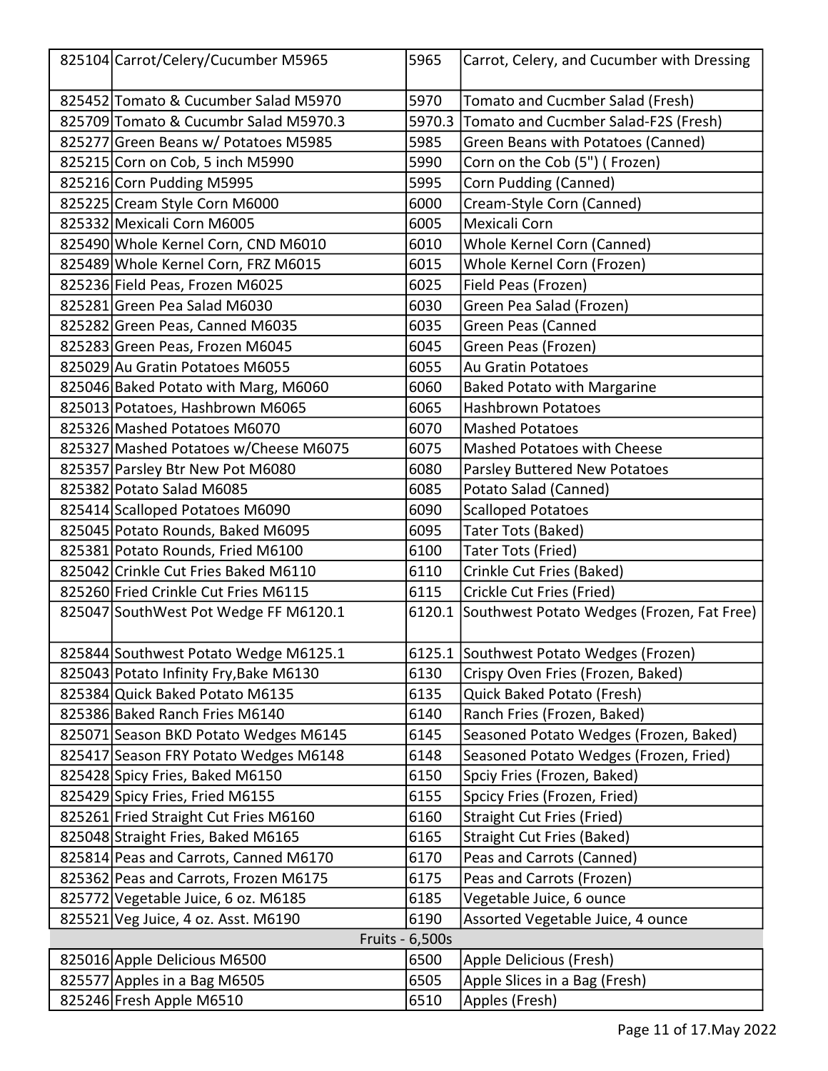| | | | |
|---|---|---|---|
| 825104 | Carrot/Celery/Cucumber M5965 | 5965 | Carrot, Celery, and Cucumber with Dressing |
| 825452 | Tomato & Cucumber Salad M5970 | 5970 | Tomato and Cucmber Salad (Fresh) |
| 825709 | Tomato & Cucumbr Salad M5970.3 | 5970.3 | Tomato and Cucmber Salad-F2S (Fresh) |
| 825277 | Green Beans w/ Potatoes M5985 | 5985 | Green Beans with Potatoes (Canned) |
| 825215 | Corn on Cob, 5 inch M5990 | 5990 | Corn on the Cob (5") ( Frozen) |
| 825216 | Corn Pudding M5995 | 5995 | Corn Pudding (Canned) |
| 825225 | Cream Style Corn M6000 | 6000 | Cream-Style Corn (Canned) |
| 825332 | Mexicali Corn M6005 | 6005 | Mexicali Corn |
| 825490 | Whole Kernel Corn, CND M6010 | 6010 | Whole Kernel Corn (Canned) |
| 825489 | Whole Kernel Corn, FRZ M6015 | 6015 | Whole Kernel Corn (Frozen) |
| 825236 | Field Peas, Frozen M6025 | 6025 | Field Peas (Frozen) |
| 825281 | Green Pea Salad M6030 | 6030 | Green Pea Salad (Frozen) |
| 825282 | Green Peas, Canned M6035 | 6035 | Green Peas (Canned |
| 825283 | Green Peas, Frozen M6045 | 6045 | Green Peas (Frozen) |
| 825029 | Au Gratin Potatoes M6055 | 6055 | Au Gratin Potatoes |
| 825046 | Baked Potato with Marg, M6060 | 6060 | Baked Potato with Margarine |
| 825013 | Potatoes, Hashbrown M6065 | 6065 | Hashbrown Potatoes |
| 825326 | Mashed Potatoes M6070 | 6070 | Mashed Potatoes |
| 825327 | Mashed Potatoes w/Cheese M6075 | 6075 | Mashed Potatoes with Cheese |
| 825357 | Parsley Btr New Pot M6080 | 6080 | Parsley Buttered New Potatoes |
| 825382 | Potato Salad M6085 | 6085 | Potato Salad (Canned) |
| 825414 | Scalloped Potatoes M6090 | 6090 | Scalloped Potatoes |
| 825045 | Potato Rounds, Baked M6095 | 6095 | Tater Tots (Baked) |
| 825381 | Potato Rounds, Fried M6100 | 6100 | Tater Tots (Fried) |
| 825042 | Crinkle Cut Fries Baked M6110 | 6110 | Crinkle Cut Fries (Baked) |
| 825260 | Fried Crinkle Cut Fries M6115 | 6115 | Crickle Cut Fries (Fried) |
| 825047 | SouthWest Pot Wedge FF M6120.1 | 6120.1 | Southwest Potato Wedges (Frozen, Fat Free) |
| 825844 | Southwest Potato Wedge M6125.1 | 6125.1 | Southwest Potato Wedges (Frozen) |
| 825043 | Potato Infinity Fry,Bake M6130 | 6130 | Crispy Oven Fries (Frozen, Baked) |
| 825384 | Quick Baked Potato M6135 | 6135 | Quick Baked Potato (Fresh) |
| 825386 | Baked Ranch Fries M6140 | 6140 | Ranch Fries (Frozen, Baked) |
| 825071 | Season BKD Potato Wedges M6145 | 6145 | Seasoned Potato Wedges (Frozen, Baked) |
| 825417 | Season FRY Potato Wedges M6148 | 6148 | Seasoned Potato Wedges (Frozen, Fried) |
| 825428 | Spicy Fries, Baked M6150 | 6150 | Spciy Fries (Frozen, Baked) |
| 825429 | Spicy Fries, Fried M6155 | 6155 | Spcicy Fries (Frozen, Fried) |
| 825261 | Fried Straight Cut Fries M6160 | 6160 | Straight Cut Fries (Fried) |
| 825048 | Straight Fries, Baked M6165 | 6165 | Straight Cut Fries (Baked) |
| 825814 | Peas and Carrots, Canned M6170 | 6170 | Peas and Carrots (Canned) |
| 825362 | Peas and Carrots, Frozen M6175 | 6175 | Peas and Carrots (Frozen) |
| 825772 | Vegetable Juice, 6 oz. M6185 | 6185 | Vegetable Juice, 6 ounce |
| 825521 | Veg Juice, 4 oz. Asst. M6190 | 6190 | Assorted Vegetable Juice, 4 ounce |
| | Fruits - 6,500s | | |
| 825016 | Apple Delicious M6500 | 6500 | Apple Delicious (Fresh) |
| 825577 | Apples in a Bag M6505 | 6505 | Apple Slices in a Bag (Fresh) |
| 825246 | Fresh Apple M6510 | 6510 | Apples (Fresh) |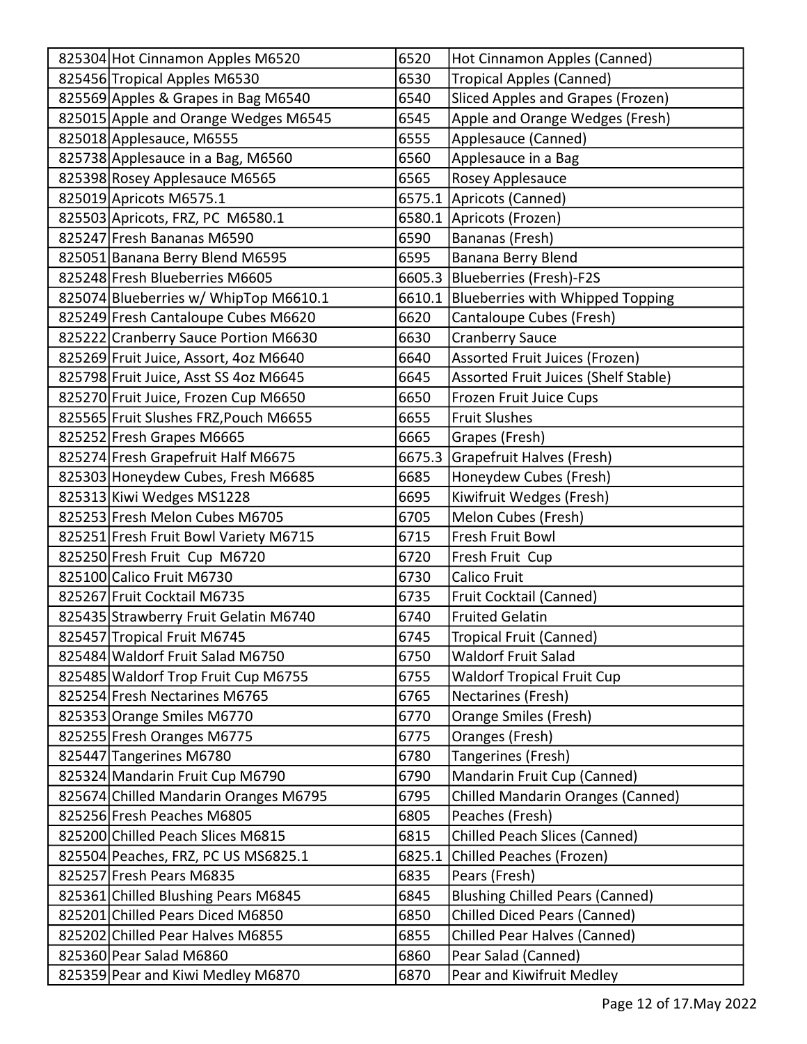| | | | |
|---|---|---|---|
| 825304 | Hot Cinnamon Apples M6520 | 6520 | Hot Cinnamon Apples (Canned) |
| 825456 | Tropical Apples M6530 | 6530 | Tropical Apples (Canned) |
| 825569 | Apples & Grapes in Bag M6540 | 6540 | Sliced Apples and Grapes (Frozen) |
| 825015 | Apple and Orange Wedges M6545 | 6545 | Apple and Orange Wedges (Fresh) |
| 825018 | Applesauce, M6555 | 6555 | Applesauce (Canned) |
| 825738 | Applesauce in a Bag, M6560 | 6560 | Applesauce in a Bag |
| 825398 | Rosey Applesauce M6565 | 6565 | Rosey Applesauce |
| 825019 | Apricots M6575.1 | 6575.1 | Apricots (Canned) |
| 825503 | Apricots, FRZ, PC M6580.1 | 6580.1 | Apricots (Frozen) |
| 825247 | Fresh Bananas M6590 | 6590 | Bananas (Fresh) |
| 825051 | Banana Berry Blend M6595 | 6595 | Banana Berry Blend |
| 825248 | Fresh Blueberries M6605 | 6605.3 | Blueberries (Fresh)-F2S |
| 825074 | Blueberries w/ WhipTop M6610.1 | 6610.1 | Blueberries with Whipped Topping |
| 825249 | Fresh Cantaloupe Cubes M6620 | 6620 | Cantaloupe Cubes (Fresh) |
| 825222 | Cranberry Sauce Portion M6630 | 6630 | Cranberry Sauce |
| 825269 | Fruit Juice, Assort, 4oz M6640 | 6640 | Assorted Fruit Juices (Frozen) |
| 825798 | Fruit Juice, Asst SS 4oz M6645 | 6645 | Assorted Fruit Juices (Shelf Stable) |
| 825270 | Fruit Juice, Frozen Cup M6650 | 6650 | Frozen Fruit Juice Cups |
| 825565 | Fruit Slushes FRZ,Pouch M6655 | 6655 | Fruit Slushes |
| 825252 | Fresh Grapes M6665 | 6665 | Grapes (Fresh) |
| 825274 | Fresh Grapefruit Half M6675 | 6675.3 | Grapefruit Halves (Fresh) |
| 825303 | Honeydew Cubes, Fresh M6685 | 6685 | Honeydew Cubes (Fresh) |
| 825313 | Kiwi Wedges MS1228 | 6695 | Kiwifruit Wedges (Fresh) |
| 825253 | Fresh Melon Cubes M6705 | 6705 | Melon Cubes (Fresh) |
| 825251 | Fresh Fruit Bowl Variety M6715 | 6715 | Fresh Fruit Bowl |
| 825250 | Fresh Fruit Cup M6720 | 6720 | Fresh Fruit Cup |
| 825100 | Calico Fruit M6730 | 6730 | Calico Fruit |
| 825267 | Fruit Cocktail M6735 | 6735 | Fruit Cocktail (Canned) |
| 825435 | Strawberry Fruit Gelatin M6740 | 6740 | Fruited Gelatin |
| 825457 | Tropical Fruit M6745 | 6745 | Tropical Fruit (Canned) |
| 825484 | Waldorf Fruit Salad M6750 | 6750 | Waldorf Fruit Salad |
| 825485 | Waldorf Trop Fruit Cup M6755 | 6755 | Waldorf Tropical Fruit Cup |
| 825254 | Fresh Nectarines M6765 | 6765 | Nectarines (Fresh) |
| 825353 | Orange Smiles M6770 | 6770 | Orange Smiles (Fresh) |
| 825255 | Fresh Oranges M6775 | 6775 | Oranges (Fresh) |
| 825447 | Tangerines M6780 | 6780 | Tangerines (Fresh) |
| 825324 | Mandarin Fruit Cup M6790 | 6790 | Mandarin Fruit Cup (Canned) |
| 825674 | Chilled Mandarin Oranges M6795 | 6795 | Chilled Mandarin Oranges (Canned) |
| 825256 | Fresh Peaches M6805 | 6805 | Peaches (Fresh) |
| 825200 | Chilled Peach Slices M6815 | 6815 | Chilled Peach Slices (Canned) |
| 825504 | Peaches, FRZ, PC US MS6825.1 | 6825.1 | Chilled Peaches (Frozen) |
| 825257 | Fresh Pears M6835 | 6835 | Pears (Fresh) |
| 825361 | Chilled Blushing Pears M6845 | 6845 | Blushing Chilled Pears (Canned) |
| 825201 | Chilled Pears Diced M6850 | 6850 | Chilled Diced Pears (Canned) |
| 825202 | Chilled Pear Halves M6855 | 6855 | Chilled Pear Halves (Canned) |
| 825360 | Pear Salad M6860 | 6860 | Pear Salad (Canned) |
| 825359 | Pear and Kiwi Medley M6870 | 6870 | Pear and Kiwifruit Medley |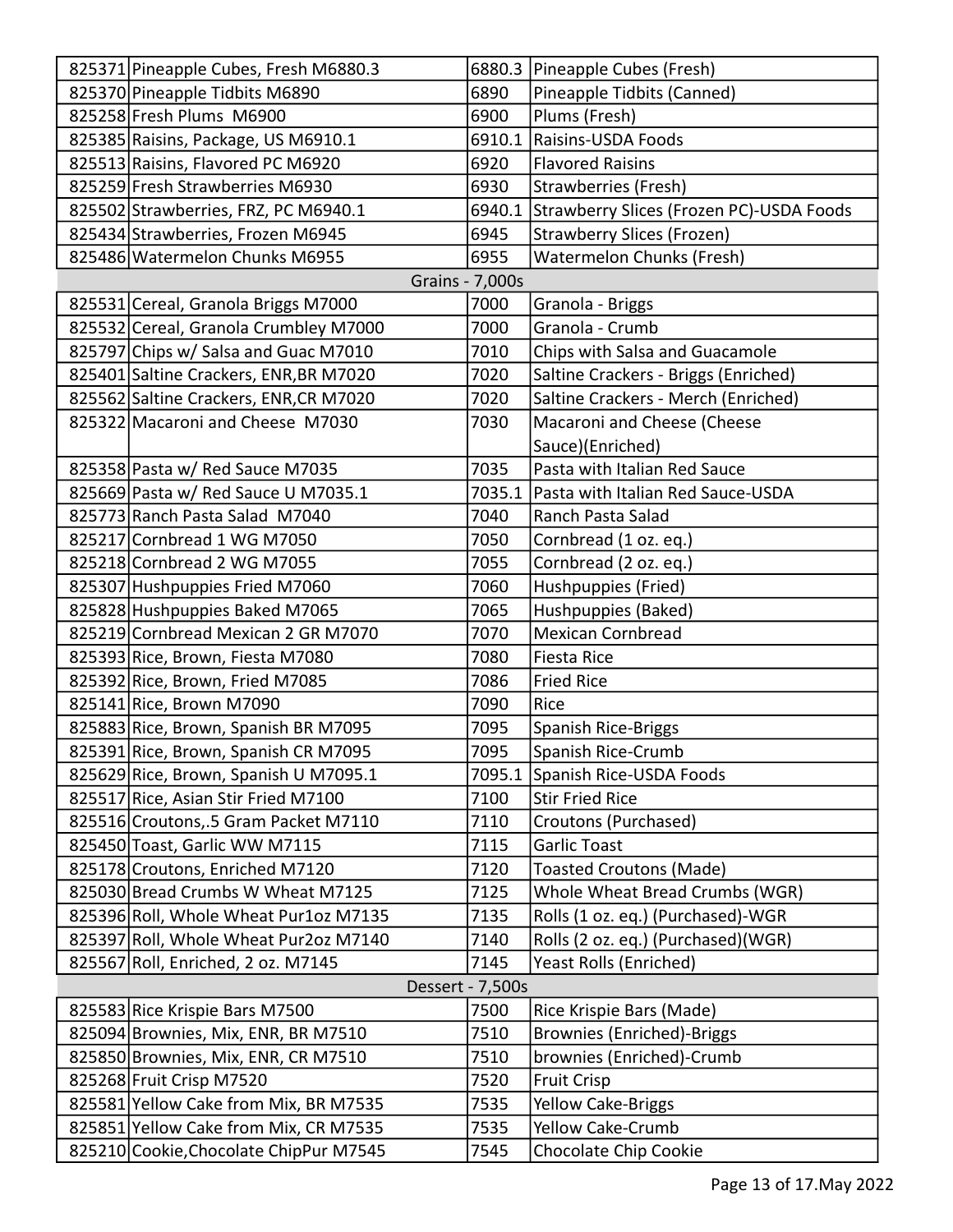| | | | |
|---|---|---|---|
| 825371 | Pineapple Cubes, Fresh M6880.3 | 6880.3 | Pineapple Cubes (Fresh) |
| 825370 | Pineapple Tidbits M6890 | 6890 | Pineapple Tidbits (Canned) |
| 825258 | Fresh Plums M6900 | 6900 | Plums (Fresh) |
| 825385 | Raisins, Package, US M6910.1 | 6910.1 | Raisins-USDA Foods |
| 825513 | Raisins, Flavored PC M6920 | 6920 | Flavored Raisins |
| 825259 | Fresh Strawberries M6930 | 6930 | Strawberries (Fresh) |
| 825502 | Strawberries, FRZ, PC M6940.1 | 6940.1 | Strawberry Slices (Frozen PC)-USDA Foods |
| 825434 | Strawberries, Frozen M6945 | 6945 | Strawberry Slices (Frozen) |
| 825486 | Watermelon Chunks M6955 | 6955 | Watermelon Chunks (Fresh) |
| | | **Grains - 7,000s** | |
| 825531 | Cereal, Granola Briggs M7000 | 7000 | Granola - Briggs |
| 825532 | Cereal, Granola Crumbley M7000 | 7000 | Granola - Crumb |
| 825797 | Chips w/ Salsa and Guac M7010 | 7010 | Chips with Salsa and Guacamole |
| 825401 | Saltine Crackers, ENR,BR M7020 | 7020 | Saltine Crackers - Briggs (Enriched) |
| 825562 | Saltine Crackers, ENR,CR M7020 | 7020 | Saltine Crackers - Merch (Enriched) |
| 825322 | Macaroni and Cheese M7030 | 7030 | Macaroni and Cheese (Cheese Sauce)(Enriched) |
| 825358 | Pasta w/ Red Sauce M7035 | 7035 | Pasta with Italian Red Sauce |
| 825669 | Pasta w/ Red Sauce U M7035.1 | 7035.1 | Pasta with Italian Red Sauce-USDA |
| 825773 | Ranch Pasta Salad M7040 | 7040 | Ranch Pasta Salad |
| 825217 | Cornbread 1 WG M7050 | 7050 | Cornbread (1 oz. eq.) |
| 825218 | Cornbread 2 WG M7055 | 7055 | Cornbread (2 oz. eq.) |
| 825307 | Hushpuppies Fried M7060 | 7060 | Hushpuppies (Fried) |
| 825828 | Hushpuppies Baked M7065 | 7065 | Hushpuppies (Baked) |
| 825219 | Cornbread Mexican 2 GR M7070 | 7070 | Mexican Cornbread |
| 825393 | Rice, Brown, Fiesta M7080 | 7080 | Fiesta Rice |
| 825392 | Rice, Brown, Fried M7085 | 7086 | Fried Rice |
| 825141 | Rice, Brown M7090 | 7090 | Rice |
| 825883 | Rice, Brown, Spanish BR M7095 | 7095 | Spanish Rice-Briggs |
| 825391 | Rice, Brown, Spanish CR M7095 | 7095 | Spanish Rice-Crumb |
| 825629 | Rice, Brown, Spanish U M7095.1 | 7095.1 | Spanish Rice-USDA Foods |
| 825517 | Rice, Asian Stir Fried M7100 | 7100 | Stir Fried Rice |
| 825516 | Croutons,.5 Gram Packet M7110 | 7110 | Croutons (Purchased) |
| 825450 | Toast, Garlic WW M7115 | 7115 | Garlic Toast |
| 825178 | Croutons, Enriched M7120 | 7120 | Toasted Croutons (Made) |
| 825030 | Bread Crumbs W Wheat M7125 | 7125 | Whole Wheat Bread Crumbs (WGR) |
| 825396 | Roll, Whole Wheat Pur1oz M7135 | 7135 | Rolls (1 oz. eq.) (Purchased)-WGR |
| 825397 | Roll, Whole Wheat Pur2oz M7140 | 7140 | Rolls (2 oz. eq.) (Purchased)(WGR) |
| 825567 | Roll, Enriched, 2 oz. M7145 | 7145 | Yeast Rolls (Enriched) |
| | | **Dessert - 7,500s** | |
| 825583 | Rice Krispie Bars M7500 | 7500 | Rice Krispie Bars (Made) |
| 825094 | Brownies, Mix, ENR, BR M7510 | 7510 | Brownies (Enriched)-Briggs |
| 825850 | Brownies, Mix, ENR, CR M7510 | 7510 | brownies (Enriched)-Crumb |
| 825268 | Fruit Crisp M7520 | 7520 | Fruit Crisp |
| 825581 | Yellow Cake from Mix, BR M7535 | 7535 | Yellow Cake-Briggs |
| 825851 | Yellow Cake from Mix, CR M7535 | 7535 | Yellow Cake-Crumb |
| 825210 | Cookie,Chocolate ChipPur M7545 | 7545 | Chocolate Chip Cookie |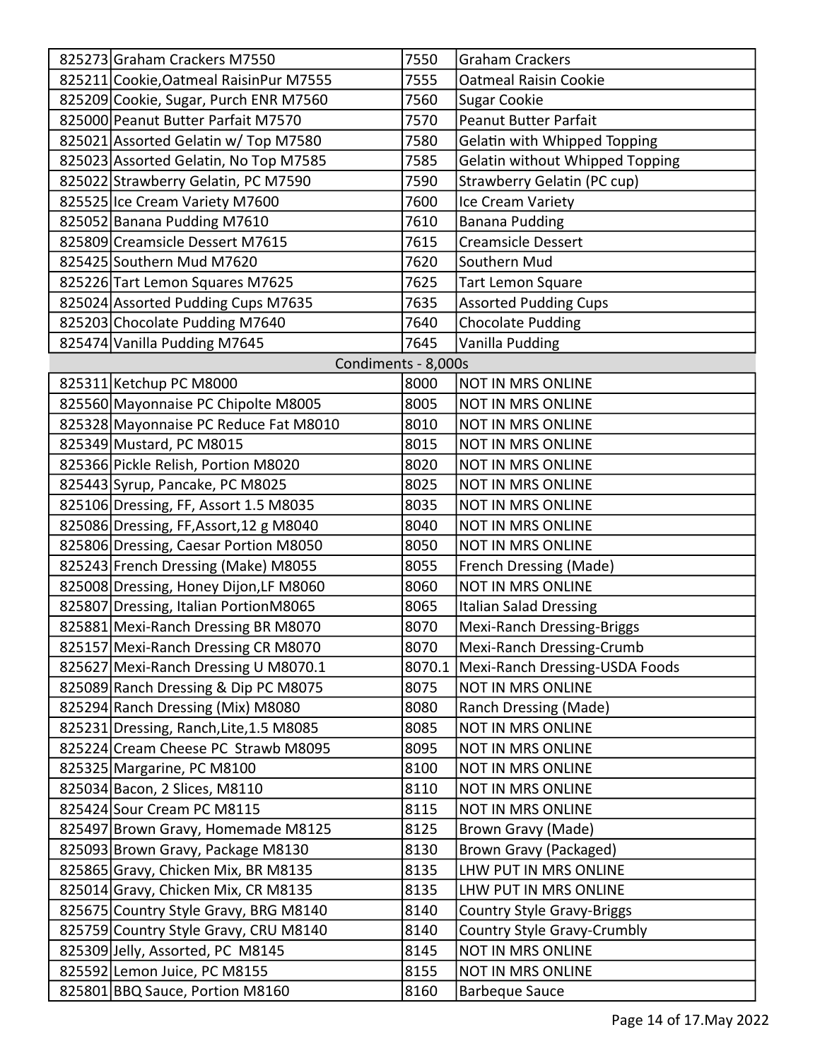| | | | |
|---|---|---|---|
| 825273 | Graham Crackers M7550 | 7550 | Graham Crackers |
| 825211 | Cookie,Oatmeal RaisinPur M7555 | 7555 | Oatmeal Raisin Cookie |
| 825209 | Cookie, Sugar, Purch ENR M7560 | 7560 | Sugar Cookie |
| 825000 | Peanut Butter Parfait M7570 | 7570 | Peanut Butter Parfait |
| 825021 | Assorted Gelatin w/ Top M7580 | 7580 | Gelatin with Whipped Topping |
| 825023 | Assorted Gelatin, No Top M7585 | 7585 | Gelatin without Whipped Topping |
| 825022 | Strawberry Gelatin, PC M7590 | 7590 | Strawberry Gelatin (PC cup) |
| 825525 | Ice Cream Variety M7600 | 7600 | Ice Cream Variety |
| 825052 | Banana Pudding M7610 | 7610 | Banana Pudding |
| 825809 | Creamsicle Dessert M7615 | 7615 | Creamsicle Dessert |
| 825425 | Southern Mud M7620 | 7620 | Southern Mud |
| 825226 | Tart Lemon Squares M7625 | 7625 | Tart Lemon Square |
| 825024 | Assorted Pudding Cups M7635 | 7635 | Assorted Pudding Cups |
| 825203 | Chocolate Pudding M7640 | 7640 | Chocolate Pudding |
| 825474 | Vanilla Pudding M7645 | 7645 | Vanilla Pudding |
| | **Condiments - 8,000s** | | |
| 825311 | Ketchup PC M8000 | 8000 | NOT IN MRS ONLINE |
| 825560 | Mayonnaise PC Chipolte M8005 | 8005 | NOT IN MRS ONLINE |
| 825328 | Mayonnaise PC Reduce Fat M8010 | 8010 | NOT IN MRS ONLINE |
| 825349 | Mustard, PC M8015 | 8015 | NOT IN MRS ONLINE |
| 825366 | Pickle Relish, Portion M8020 | 8020 | NOT IN MRS ONLINE |
| 825443 | Syrup, Pancake, PC M8025 | 8025 | NOT IN MRS ONLINE |
| 825106 | Dressing, FF, Assort 1.5 M8035 | 8035 | NOT IN MRS ONLINE |
| 825086 | Dressing, FF,Assort,12 g M8040 | 8040 | NOT IN MRS ONLINE |
| 825806 | Dressing, Caesar Portion M8050 | 8050 | NOT IN MRS ONLINE |
| 825243 | French Dressing (Make) M8055 | 8055 | French Dressing (Made) |
| 825008 | Dressing, Honey Dijon,LF M8060 | 8060 | NOT IN MRS ONLINE |
| 825807 | Dressing, Italian PortionM8065 | 8065 | Italian Salad Dressing |
| 825881 | Mexi-Ranch Dressing BR M8070 | 8070 | Mexi-Ranch Dressing-Briggs |
| 825157 | Mexi-Ranch Dressing CR M8070 | 8070 | Mexi-Ranch Dressing-Crumb |
| 825627 | Mexi-Ranch Dressing U M8070.1 | 8070.1 | Mexi-Ranch Dressing-USDA Foods |
| 825089 | Ranch Dressing & Dip PC M8075 | 8075 | NOT IN MRS ONLINE |
| 825294 | Ranch Dressing (Mix) M8080 | 8080 | Ranch Dressing (Made) |
| 825231 | Dressing, Ranch,Lite,1.5 M8085 | 8085 | NOT IN MRS ONLINE |
| 825224 | Cream Cheese PC Strawb M8095 | 8095 | NOT IN MRS ONLINE |
| 825325 | Margarine, PC M8100 | 8100 | NOT IN MRS ONLINE |
| 825034 | Bacon, 2 Slices, M8110 | 8110 | NOT IN MRS ONLINE |
| 825424 | Sour Cream PC M8115 | 8115 | NOT IN MRS ONLINE |
| 825497 | Brown Gravy, Homemade M8125 | 8125 | Brown Gravy (Made) |
| 825093 | Brown Gravy, Package M8130 | 8130 | Brown Gravy (Packaged) |
| 825865 | Gravy, Chicken Mix, BR M8135 | 8135 | LHW PUT IN MRS ONLINE |
| 825014 | Gravy, Chicken Mix, CR M8135 | 8135 | LHW PUT IN MRS ONLINE |
| 825675 | Country Style Gravy, BRG M8140 | 8140 | Country Style Gravy-Briggs |
| 825759 | Country Style Gravy, CRU M8140 | 8140 | Country Style Gravy-Crumbly |
| 825309 | Jelly, Assorted, PC M8145 | 8145 | NOT IN MRS ONLINE |
| 825592 | Lemon Juice, PC M8155 | 8155 | NOT IN MRS ONLINE |
| 825801 | BBQ Sauce, Portion M8160 | 8160 | Barbeque Sauce |

May 2022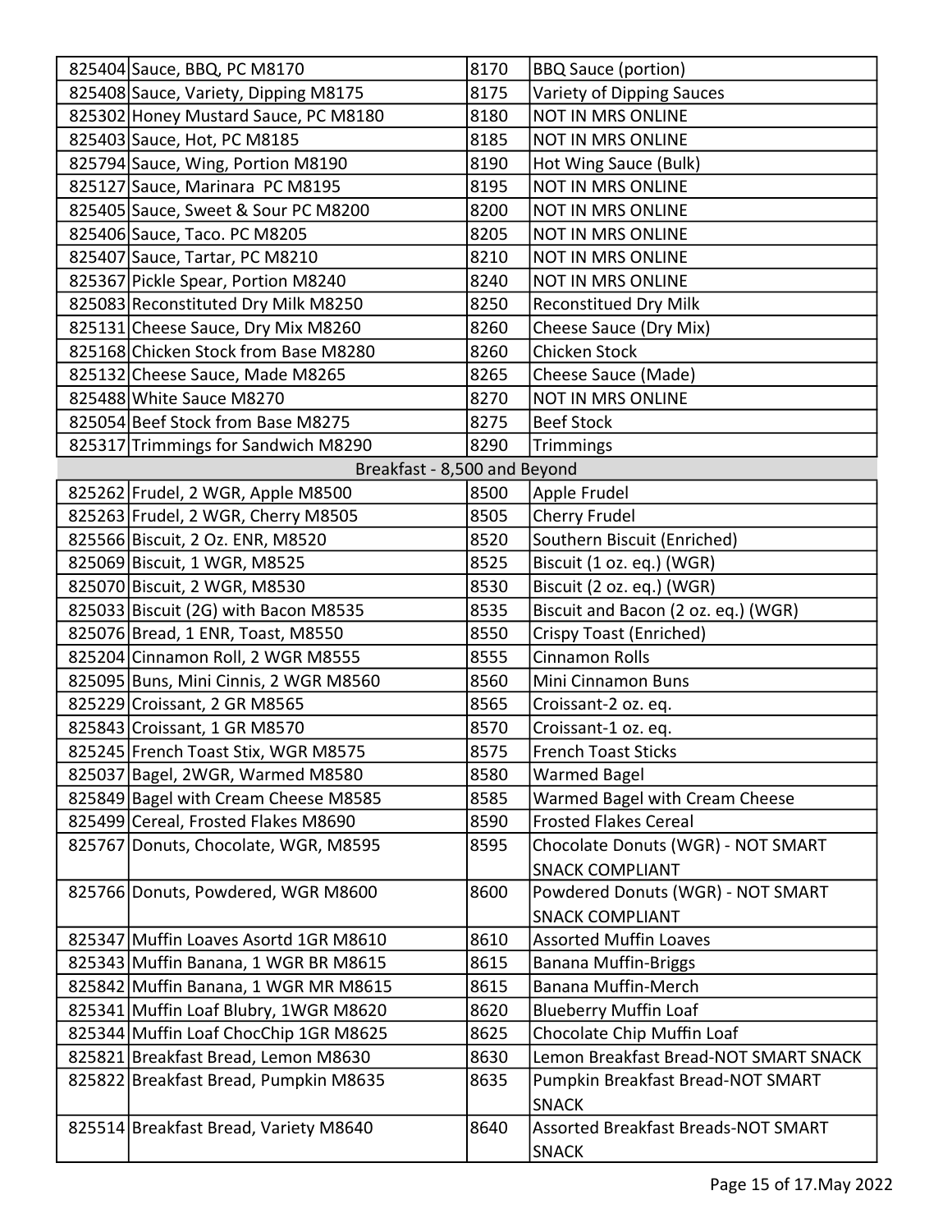| | | | |
|---|---|---|---|
| 825404 | Sauce, BBQ, PC M8170 | 8170 | BBQ Sauce (portion) |
| 825408 | Sauce, Variety, Dipping M8175 | 8175 | Variety of Dipping Sauces |
| 825302 | Honey Mustard Sauce, PC M8180 | 8180 | NOT IN MRS ONLINE |
| 825403 | Sauce, Hot, PC M8185 | 8185 | NOT IN MRS ONLINE |
| 825794 | Sauce, Wing, Portion M8190 | 8190 | Hot Wing Sauce (Bulk) |
| 825127 | Sauce, Marinara PC M8195 | 8195 | NOT IN MRS ONLINE |
| 825405 | Sauce, Sweet & Sour PC M8200 | 8200 | NOT IN MRS ONLINE |
| 825406 | Sauce, Taco. PC M8205 | 8205 | NOT IN MRS ONLINE |
| 825407 | Sauce, Tartar, PC M8210 | 8210 | NOT IN MRS ONLINE |
| 825367 | Pickle Spear, Portion M8240 | 8240 | NOT IN MRS ONLINE |
| 825083 | Reconstituted Dry Milk M8250 | 8250 | Reconstitued Dry Milk |
| 825131 | Cheese Sauce, Dry Mix M8260 | 8260 | Cheese Sauce (Dry Mix) |
| 825168 | Chicken Stock from Base M8280 | 8260 | Chicken Stock |
| 825132 | Cheese Sauce, Made M8265 | 8265 | Cheese Sauce (Made) |
| 825488 | White Sauce M8270 | 8270 | NOT IN MRS ONLINE |
| 825054 | Beef Stock from Base M8275 | 8275 | Beef Stock |
| 825317 | Trimmings for Sandwich M8290 | 8290 | Trimmings |
| **Breakfast - 8,500 and Beyond** | | | |
| 825262 | Frudel, 2 WGR, Apple M8500 | 8500 | Apple Frudel |
| 825263 | Frudel, 2 WGR, Cherry M8505 | 8505 | Cherry Frudel |
| 825566 | Biscuit, 2 Oz. ENR, M8520 | 8520 | Southern Biscuit (Enriched) |
| 825069 | Biscuit, 1 WGR, M8525 | 8525 | Biscuit (1 oz. eq.) (WGR) |
| 825070 | Biscuit, 2 WGR, M8530 | 8530 | Biscuit (2 oz. eq.) (WGR) |
| 825033 | Biscuit (2G) with Bacon M8535 | 8535 | Biscuit and Bacon (2 oz. eq.) (WGR) |
| 825076 | Bread, 1 ENR, Toast, M8550 | 8550 | Crispy Toast (Enriched) |
| 825204 | Cinnamon Roll, 2 WGR M8555 | 8555 | Cinnamon Rolls |
| 825095 | Buns, Mini Cinnis, 2 WGR M8560 | 8560 | Mini Cinnamon Buns |
| 825229 | Croissant, 2 GR M8565 | 8565 | Croissant-2 oz. eq. |
| 825843 | Croissant, 1 GR M8570 | 8570 | Croissant-1 oz. eq. |
| 825245 | French Toast Stix, WGR M8575 | 8575 | French Toast Sticks |
| 825037 | Bagel, 2WGR, Warmed M8580 | 8580 | Warmed Bagel |
| 825849 | Bagel with Cream Cheese M8585 | 8585 | Warmed Bagel with Cream Cheese |
| 825499 | Cereal, Frosted Flakes M8690 | 8590 | Frosted Flakes Cereal |
| 825767 | Donuts, Chocolate, WGR, M8595 | 8595 | Chocolate Donuts (WGR) - NOT SMART SNACK COMPLIANT |
| 825766 | Donuts, Powdered, WGR M8600 | 8600 | Powdered Donuts (WGR) - NOT SMART SNACK COMPLIANT |
| 825347 | Muffin Loaves Asortd 1GR M8610 | 8610 | Assorted Muffin Loaves |
| 825343 | Muffin Banana, 1 WGR BR M8615 | 8615 | Banana Muffin-Briggs |
| 825842 | Muffin Banana, 1 WGR MR M8615 | 8615 | Banana Muffin-Merch |
| 825341 | Muffin Loaf Blubry, 1WGR M8620 | 8620 | Blueberry Muffin Loaf |
| 825344 | Muffin Loaf ChocChip 1GR M8625 | 8625 | Chocolate Chip Muffin Loaf |
| 825821 | Breakfast Bread, Lemon M8630 | 8630 | Lemon Breakfast Bread-NOT SMART SNACK |
| 825822 | Breakfast Bread, Pumpkin M8635 | 8635 | Pumpkin Breakfast Bread-NOT SMART SNACK |
| 825514 | Breakfast Bread, Variety M8640 | 8640 | Assorted Breakfast Breads-NOT SMART SNACK |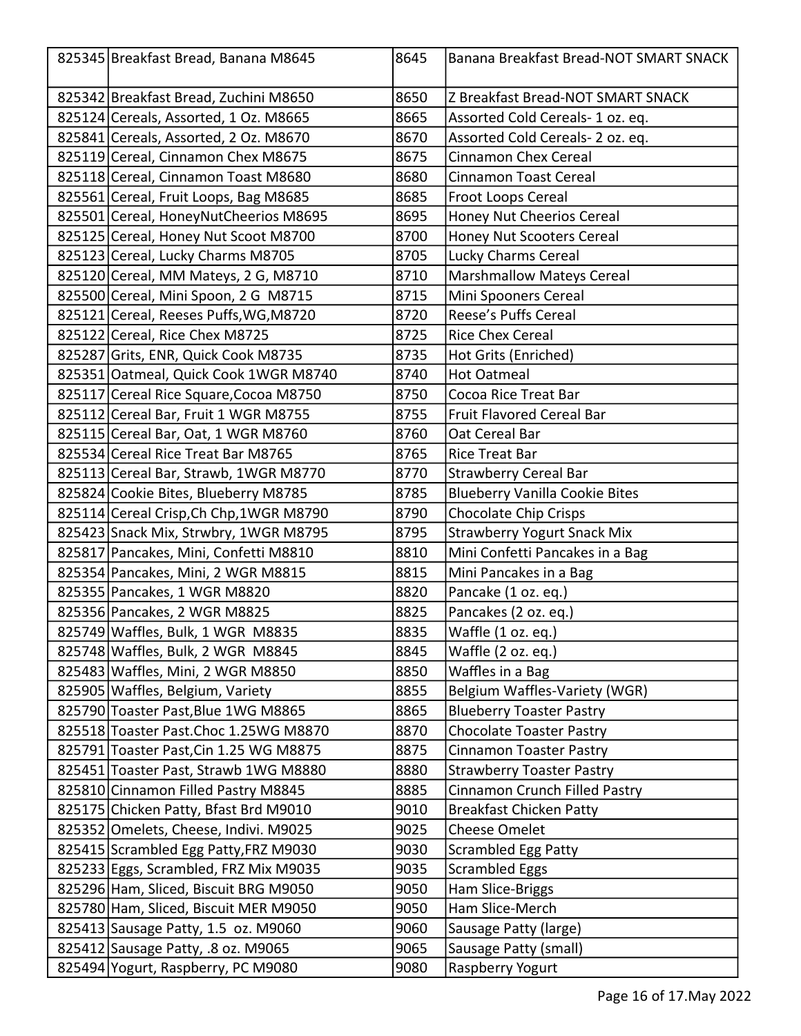| | | | |
|---|---|---|---|
| 825345 | Breakfast Bread, Banana M8645 | 8645 | Banana Breakfast Bread-NOT SMART SNACK |
| 825342 | Breakfast Bread, Zuchini M8650 | 8650 | Z Breakfast Bread-NOT SMART SNACK |
| 825124 | Cereals, Assorted, 1 Oz. M8665 | 8665 | Assorted Cold Cereals- 1 oz. eq. |
| 825841 | Cereals, Assorted, 2 Oz. M8670 | 8670 | Assorted Cold Cereals- 2 oz. eq. |
| 825119 | Cereal, Cinnamon Chex M8675 | 8675 | Cinnamon Chex Cereal |
| 825118 | Cereal, Cinnamon Toast M8680 | 8680 | Cinnamon Toast Cereal |
| 825561 | Cereal, Fruit Loops, Bag M8685 | 8685 | Froot Loops Cereal |
| 825501 | Cereal, HoneyNutCheerios M8695 | 8695 | Honey Nut Cheerios Cereal |
| 825125 | Cereal, Honey Nut Scoot M8700 | 8700 | Honey Nut Scooters Cereal |
| 825123 | Cereal, Lucky Charms M8705 | 8705 | Lucky Charms Cereal |
| 825120 | Cereal, MM Mateys, 2 G, M8710 | 8710 | Marshmallow Mateys Cereal |
| 825500 | Cereal, Mini Spoon, 2 G M8715 | 8715 | Mini Spooners Cereal |
| 825121 | Cereal, Reeses Puffs,WG,M8720 | 8720 | Reese's Puffs Cereal |
| 825122 | Cereal, Rice Chex M8725 | 8725 | Rice Chex Cereal |
| 825287 | Grits, ENR, Quick Cook M8735 | 8735 | Hot Grits (Enriched) |
| 825351 | Oatmeal, Quick Cook 1WGR M8740 | 8740 | Hot Oatmeal |
| 825117 | Cereal Rice Square,Cocoa M8750 | 8750 | Cocoa Rice Treat Bar |
| 825112 | Cereal Bar, Fruit 1 WGR M8755 | 8755 | Fruit Flavored Cereal Bar |
| 825115 | Cereal Bar, Oat, 1 WGR M8760 | 8760 | Oat Cereal Bar |
| 825534 | Cereal Rice Treat Bar M8765 | 8765 | Rice Treat Bar |
| 825113 | Cereal Bar, Strawb, 1WGR M8770 | 8770 | Strawberry Cereal Bar |
| 825824 | Cookie Bites, Blueberry M8785 | 8785 | Blueberry Vanilla Cookie Bites |
| 825114 | Cereal Crisp,Ch Chp,1WGR M8790 | 8790 | Chocolate Chip Crisps |
| 825423 | Snack Mix, Strwbry, 1WGR M8795 | 8795 | Strawberry Yogurt Snack Mix |
| 825817 | Pancakes, Mini, Confetti M8810 | 8810 | Mini Confetti Pancakes in a Bag |
| 825354 | Pancakes, Mini, 2 WGR M8815 | 8815 | Mini Pancakes in a Bag |
| 825355 | Pancakes, 1 WGR M8820 | 8820 | Pancake (1 oz. eq.) |
| 825356 | Pancakes, 2 WGR M8825 | 8825 | Pancakes (2 oz. eq.) |
| 825749 | Waffles, Bulk, 1 WGR M8835 | 8835 | Waffle (1 oz. eq.) |
| 825748 | Waffles, Bulk, 2 WGR M8845 | 8845 | Waffle (2 oz. eq.) |
| 825483 | Waffles, Mini, 2 WGR M8850 | 8850 | Waffles in a Bag |
| 825905 | Waffles, Belgium, Variety | 8855 | Belgium Waffles-Variety (WGR) |
| 825790 | Toaster Past,Blue 1WG M8865 | 8865 | Blueberry Toaster Pastry |
| 825518 | Toaster Past.Choc 1.25WG M8870 | 8870 | Chocolate Toaster Pastry |
| 825791 | Toaster Past,Cin 1.25 WG M8875 | 8875 | Cinnamon Toaster Pastry |
| 825451 | Toaster Past, Strawb 1WG M8880 | 8880 | Strawberry Toaster Pastry |
| 825810 | Cinnamon Filled Pastry M8845 | 8885 | Cinnamon Crunch Filled Pastry |
| 825175 | Chicken Patty, Bfast Brd M9010 | 9010 | Breakfast Chicken Patty |
| 825352 | Omelets, Cheese, Indivi. M9025 | 9025 | Cheese Omelet |
| 825415 | Scrambled Egg Patty,FRZ M9030 | 9030 | Scrambled Egg Patty |
| 825233 | Eggs, Scrambled, FRZ Mix M9035 | 9035 | Scrambled Eggs |
| 825296 | Ham, Sliced, Biscuit BRG M9050 | 9050 | Ham Slice-Briggs |
| 825780 | Ham, Sliced, Biscuit MER M9050 | 9050 | Ham Slice-Merch |
| 825413 | Sausage Patty, 1.5 oz. M9060 | 9060 | Sausage Patty (large) |
| 825412 | Sausage Patty, .8 oz. M9065 | 9065 | Sausage Patty (small) |
| 825494 | Yogurt, Raspberry, PC M9080 | 9080 | Raspberry Yogurt |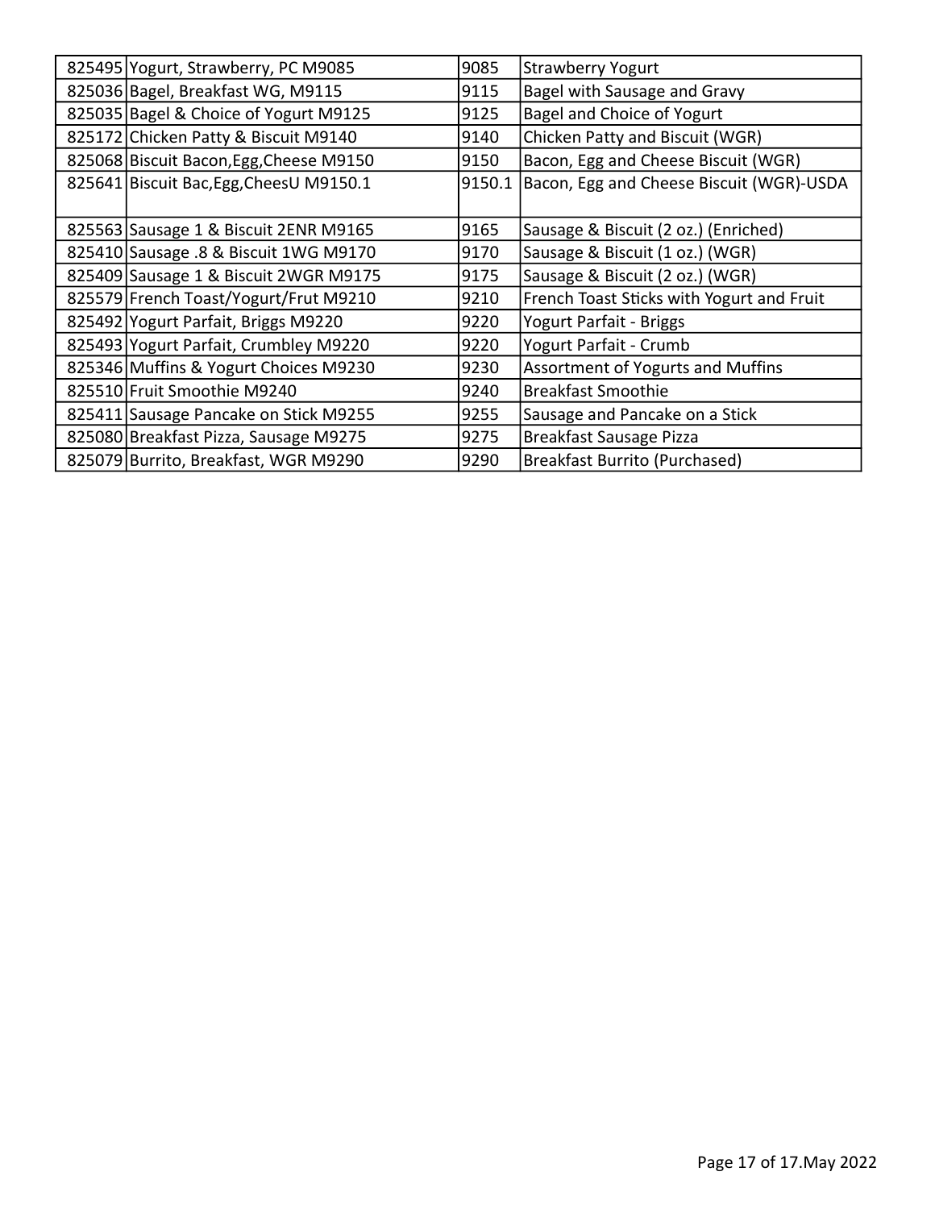| | | | |
|---|---|---|---|
| 825495 | Yogurt, Strawberry, PC M9085 | 9085 | Strawberry Yogurt |
| 825036 | Bagel, Breakfast WG, M9115 | 9115 | Bagel with Sausage and Gravy |
| 825035 | Bagel & Choice of Yogurt M9125 | 9125 | Bagel and Choice of Yogurt |
| 825172 | Chicken Patty & Biscuit M9140 | 9140 | Chicken Patty and Biscuit (WGR) |
| 825068 | Biscuit Bacon,Egg,Cheese M9150 | 9150 | Bacon, Egg and Cheese Biscuit (WGR) |
| 825641 | Biscuit Bac,Egg,CheesU M9150.1 | 9150.1 | Bacon, Egg and Cheese Biscuit (WGR)-USDA |
| 825563 | Sausage 1 & Biscuit 2ENR M9165 | 9165 | Sausage & Biscuit (2 oz.) (Enriched) |
| 825410 | Sausage .8 & Biscuit 1WG M9170 | 9170 | Sausage & Biscuit (1 oz.) (WGR) |
| 825409 | Sausage 1 & Biscuit 2WGR M9175 | 9175 | Sausage & Biscuit (2 oz.) (WGR) |
| 825579 | French Toast/Yogurt/Frut M9210 | 9210 | French Toast Sticks with Yogurt and Fruit |
| 825492 | Yogurt Parfait, Briggs M9220 | 9220 | Yogurt Parfait - Briggs |
| 825493 | Yogurt Parfait, Crumbley M9220 | 9220 | Yogurt Parfait - Crumb |
| 825346 | Muffins & Yogurt Choices M9230 | 9230 | Assortment of Yogurts and Muffins |
| 825510 | Fruit Smoothie M9240 | 9240 | Breakfast Smoothie |
| 825411 | Sausage Pancake on Stick M9255 | 9255 | Sausage and Pancake on a Stick |
| 825080 | Breakfast Pizza, Sausage M9275 | 9275 | Breakfast Sausage Pizza |
| 825079 | Burrito, Breakfast, WGR M9290 | 9290 | Breakfast Burrito (Purchased) |

May 2022